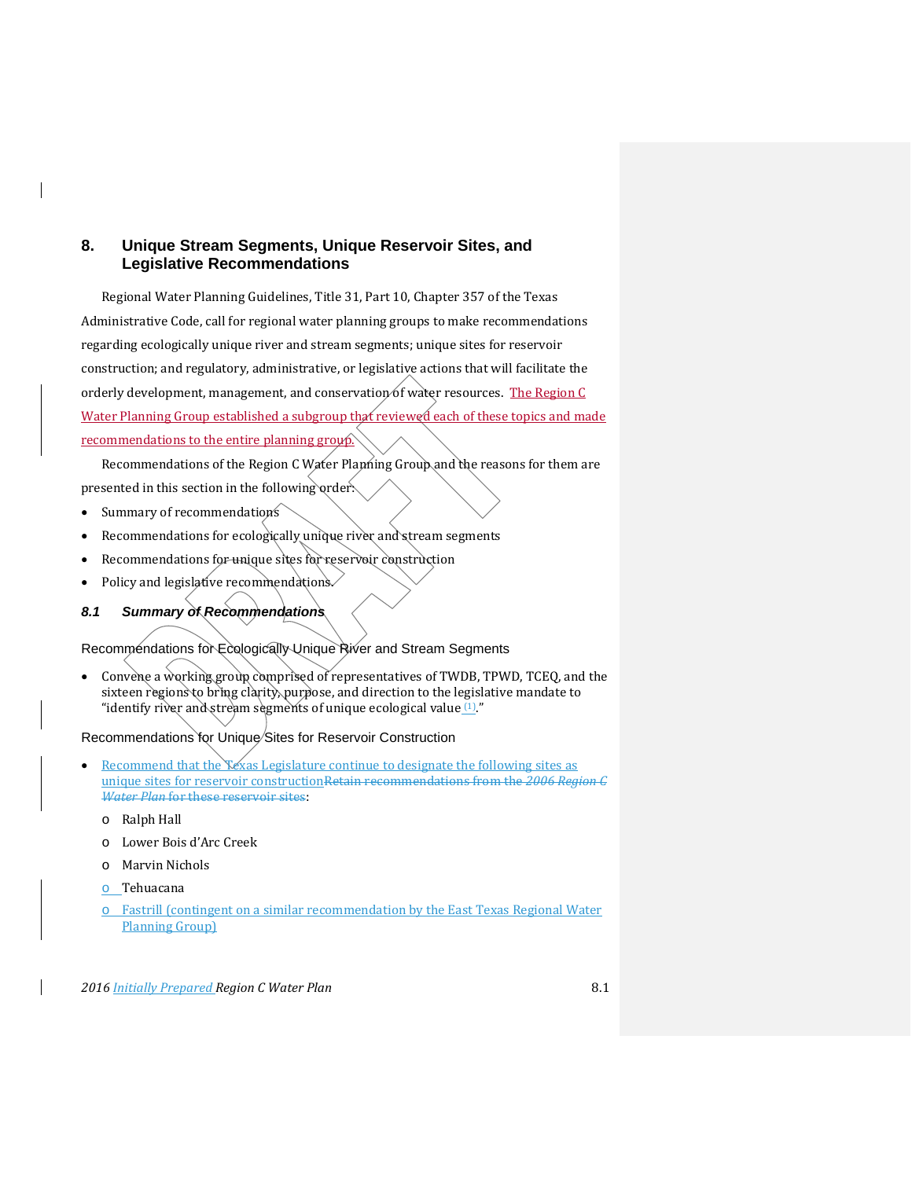# 8. Unique Stream Segments, Unique Reservoir Sites, and Legislative Recommendations

Regional Water Planning Guidelines, Title 31, Part 10, Chapter 357 of the Texas Administrative Code, call for regional water planning groups to make recommendations regarding ecologically unique river and stream segments; unique sites for reservoir construction; and regulatory, administrative, or legislative actions that will facilitate the orderly development, management, and conservation of water resources. The Region C Water Planning Group established a subgroup that reviewed each of these topics and made recommendations to the entire planning group.

Recommendations of the Region C Water Planning Group and the reasons for them are presented in this section in the following order:

- Summary of recommendations
- Recommendations for ecologically unique river and stream segments
- Recommendations for unique sites for reservoir construction
- Policy and legislative recommendations.

## *8.1 Summary of Recommendations*

### Recommendations for Ecologically Unique River and Stream Segments

- Convene a working group comprised of representatives of TWDB, TPWD, TCEQ, and the sixteen regions to bring clarity, purpose, and direction to the legislative mandate to "identify river and stream segments of unique ecological value [1]."

### Recommendations for Unique Sites for Reservoir Construction

- Recommend that the Texas Legislature continue to designate the following sites as unique sites for reservoir construction~~Retain recommendations from the *2006 Region C Water Plan* for these reservoir sites~~:
  - Ralph Hall
  - Lower Bois d'Arc Creek
  - Marvin Nichols
  - Tehuacana
  - Fastrill (contingent on a similar recommendation by the East Texas Regional Water Planning Group)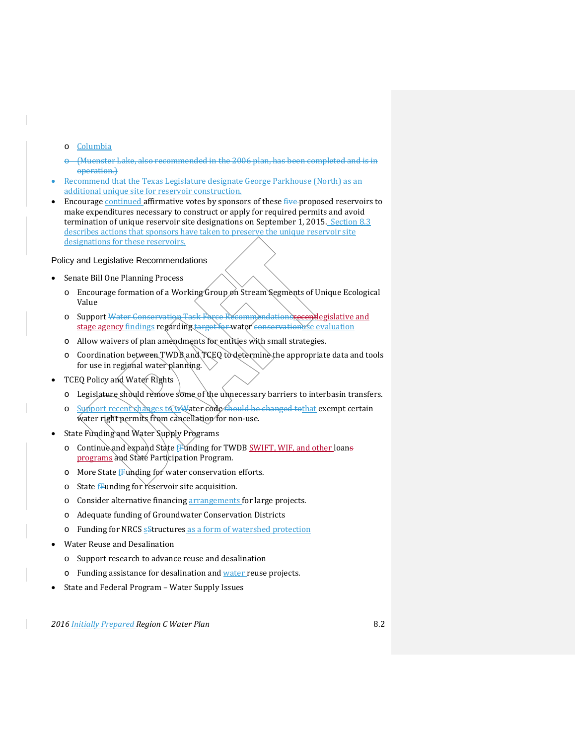- Columbia
- ~~(Muenster Lake, also recommended in the 2006 plan, has been completed and is in operation.)~~

- Recommend that the Texas Legislature designate George Parkhouse (North) as an additional unique site for reservoir construction.
- Encourage continued affirmative votes by sponsors of these ~~five~~ proposed reservoirs to make expenditures necessary to construct or apply for required permits and avoid termination of unique reservoir site designations on September 1, 2015. Section 8.3 describes actions that sponsors have taken to preserve the unique reservoir site designations for these reservoirs.

## Policy and Legislative Recommendations

- Senate Bill One Planning Process
  - Encourage formation of a Working Group on Stream Segments of Unique Ecological Value
  - Support ~~Water Conservation Task Force Recommendations~~~~recent~~legislative and stage agency findings regarding ~~target for~~ water ~~conservation~~use evaluation
  - Allow waivers of plan amendments for entities with small strategies.
  - Coordination between TWDB and TCEQ to determine the appropriate data and tools for use in regional water planning.
- TCEQ Policy and Water Rights
  - Legislature should remove some of the unnecessary barriers to interbasin transfers.
  - Support recent changes to w~~W~~ater code ~~should be changed to~~that exempt certain water right permits from cancellation for non-use.
- State Funding and Water Supply Programs
  - Continue and expand State f~~F~~unding for TWDB SWIFT, WIF, and other loan~~s~~ programs and State Participation Program.
  - More State f~~F~~unding for water conservation efforts.
  - State f~~F~~unding for reservoir site acquisition.
  - Consider alternative financing arrangements for large projects.
  - Adequate funding of Groundwater Conservation Districts
  - Funding for NRCS s~~S~~tructures as a form of watershed protection
- Water Reuse and Desalination
  - Support research to advance reuse and desalination
  - Funding assistance for desalination and water reuse projects.
- State and Federal Program – Water Supply Issues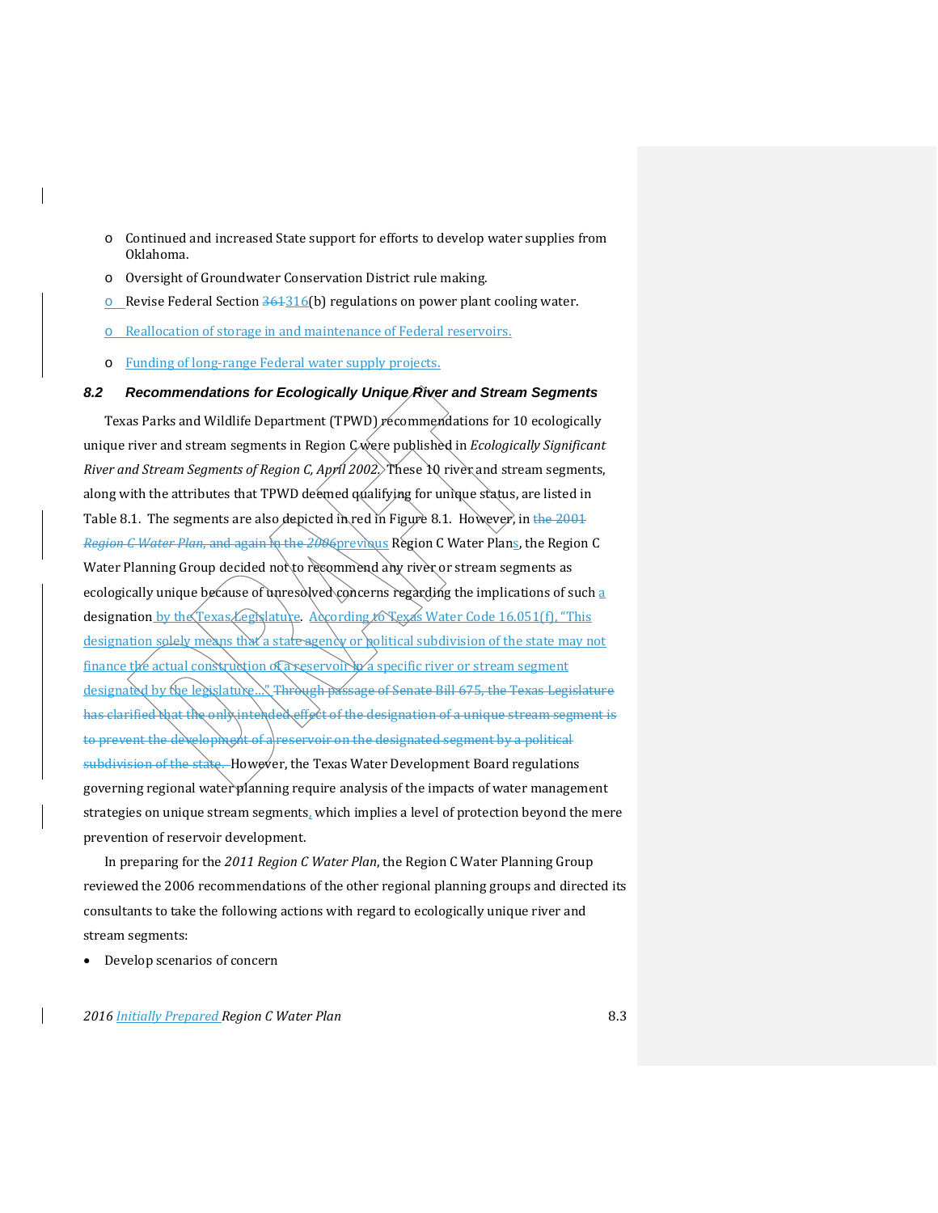- Continued and increased State support for efforts to develop water supplies from Oklahoma.
- Oversight of Groundwater Conservation District rule making.
- Revise Federal Section ~~361~~316(b) regulations on power plant cooling water.
- Reallocation of storage in and maintenance of Federal reservoirs.
- Funding of long-range Federal water supply projects.

### *8.2 Recommendations for Ecologically Unique River and Stream Segments*

Texas Parks and Wildlife Department (TPWD) recommendations for 10 ecologically unique river and stream segments in Region C were published in *Ecologically Significant River and Stream Segments of Region C, April 2002.* These 10 river and stream segments, along with the attributes that TPWD deemed qualifying for unique status, are listed in Table 8.1. The segments are also depicted in red in Figure 8.1. However, in ~~the 2001 *Region C Water Plan*, and again in the *2006*~~previous Region C Water Plans, the Region C Water Planning Group decided not to recommend any river or stream segments as ecologically unique because of unresolved concerns regarding the implications of such a designation by the Texas Legislature. According to Texas Water Code 16.051(f), "This designation solely means that a state agency or political subdivision of the state may not finance the actual construction of a reservoir in a specific river or stream segment designated by the legislature…" ~~Through passage of Senate Bill 675, the Texas Legislature has clarified that the only intended effect of the designation of a unique stream segment is to prevent the development of a reservoir on the designated segment by a political subdivision of the state.~~ However, the Texas Water Development Board regulations governing regional water planning require analysis of the impacts of water management strategies on unique stream segments, which implies a level of protection beyond the mere prevention of reservoir development.

In preparing for the *2011 Region C Water Plan*, the Region C Water Planning Group reviewed the 2006 recommendations of the other regional planning groups and directed its consultants to take the following actions with regard to ecologically unique river and stream segments:

- Develop scenarios of concern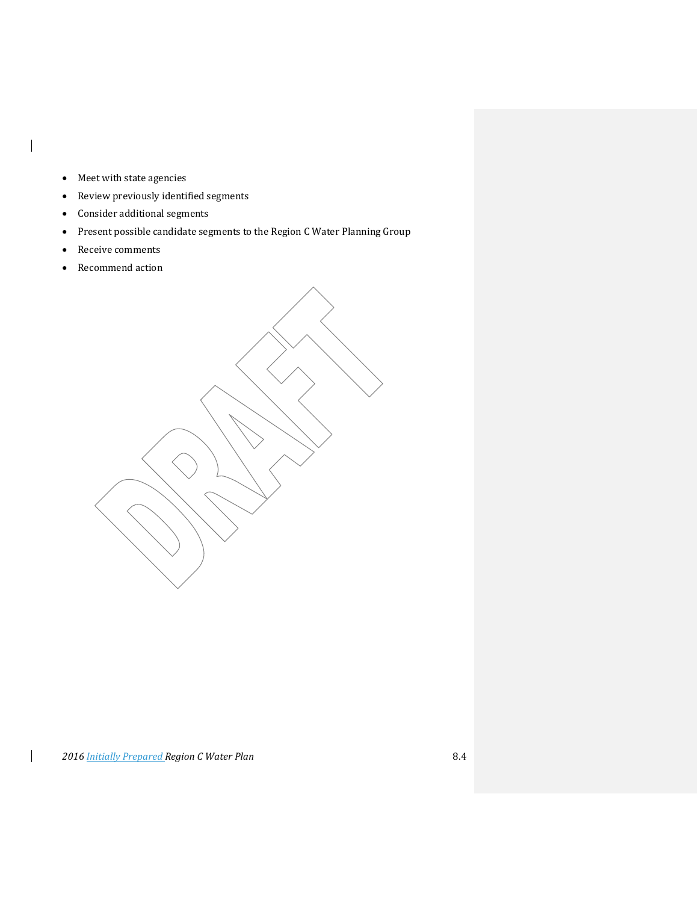- Meet with state agencies
- Review previously identified segments
- Consider additional segments
- Present possible candidate segments to the Region C Water Planning Group
- Receive comments
- Recommend action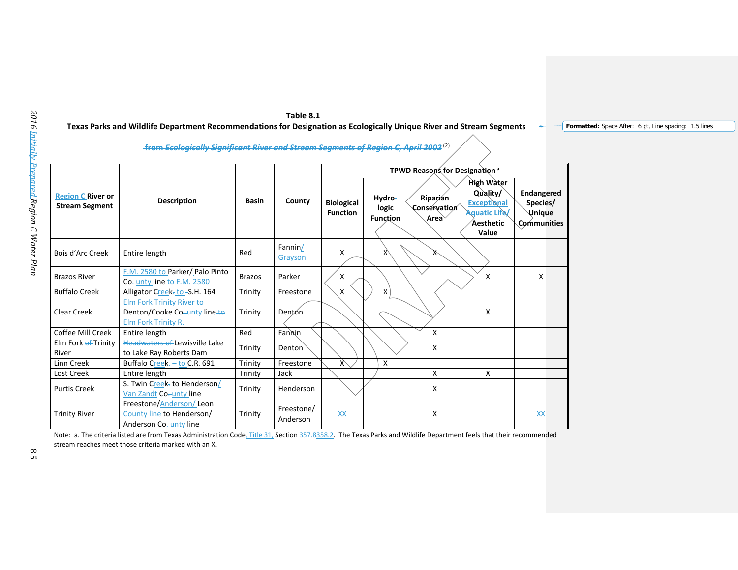**Table 8.1**

**Texas Parks and Wildlife Department Recommendations for Designation as Ecologically Unique River and Stream Segments**

~~from Ecologically Significant River and Stream Segments of Region C, April 2002~~ (2)

| Region C River or Stream Segment | Description | Basin | County | TPWD Reasons for Designation [a] | | | | |
|---|---|---|---|---|---|---|---|---|
| | | | | Biological Function | Hydro-logic Function | Riparian Conservation Area | High Water Quality/ Exceptional Aquatic Life/ Aesthetic Value | Endangered Species/ Unique Communities |
| Bois d'Arc Creek | Entire length | Red | Fannin/ Grayson | X | X | X | | |
| Brazos River | F.M. 2580 to Parker/ Palo Pinto County line | Brazos | Parker | X | | | X | X |
| Buffalo Creek | Alligator Creek to S.H. 164 | Trinity | Freestone | X | X | | | |
| Clear Creek | Elm Fork Trinity River to Denton/Cooke County line | Trinity | Denton | | | | X | |
| Coffee Mill Creek | Entire length | Red | Fannin | | | X | | |
| Elm Fork Trinity River | Lewisville Lake to Lake Ray Roberts Dam | Trinity | Denton | | | X | | |
| Linn Creek | Buffalo Creek to C.R. 691 | Trinity | Freestone | X | X | | | |
| Lost Creek | Entire length | Trinity | Jack | | | X | X | |
| Purtis Creek | S. Twin Creek to Henderson/ Van Zandt County line | Trinity | Henderson | | | X | | |
| Trinity River | Freestone/Anderson/ Leon County line to Henderson/ Anderson County line | Trinity | Freestone/ Anderson | X | | X | | X |

Note: a. The criteria listed are from Texas Administration Code, Title 31, Section 358.2. The Texas Parks and Wildlife Department feels that their recommended stream reaches meet those criteria marked with an X.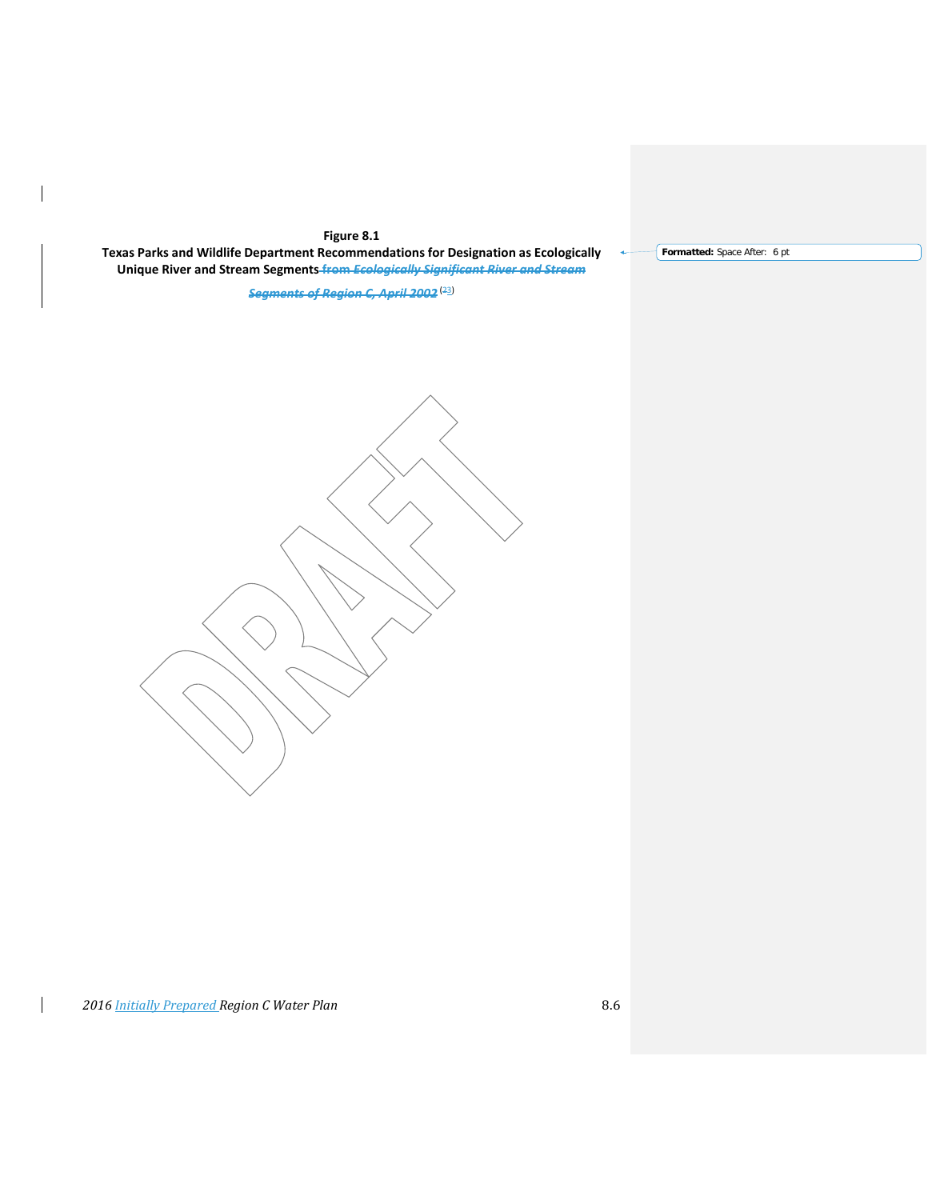**Figure 8.1**

**Texas Parks and Wildlife Department Recommendations for Designation as Ecologically Unique River and Stream Segments ~~from *Ecologically Significant River and Stream Segments of Region C, April 2002*~~ (23)**

Formatted: Space After: 6 pt

DRAFT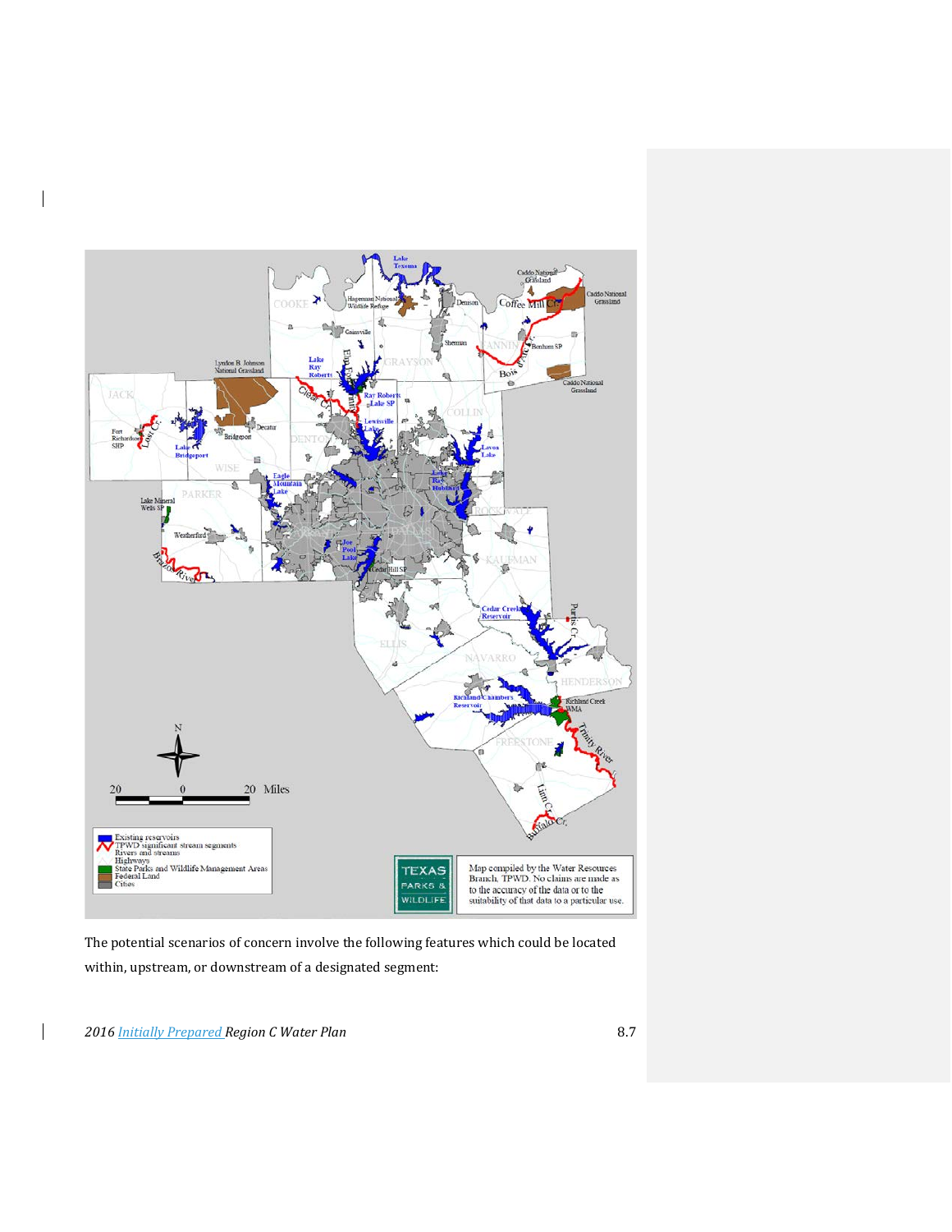The potential scenarios of concern involve the following features which could be located within, upstream, or downstream of a designated segment: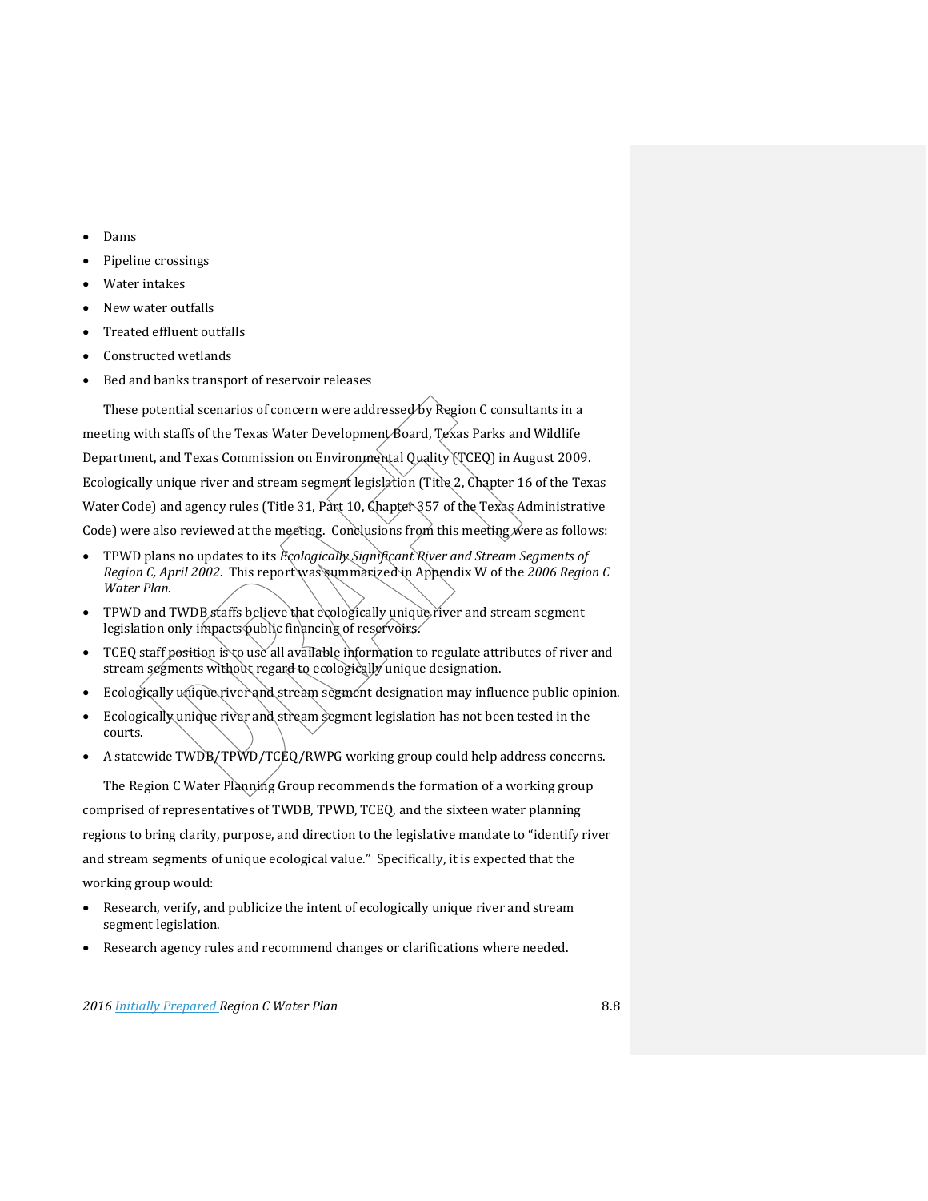- Dams
- Pipeline crossings
- Water intakes
- New water outfalls
- Treated effluent outfalls
- Constructed wetlands
- Bed and banks transport of reservoir releases

These potential scenarios of concern were addressed by Region C consultants in a meeting with staffs of the Texas Water Development Board, Texas Parks and Wildlife Department, and Texas Commission on Environmental Quality (TCEQ) in August 2009. Ecologically unique river and stream segment legislation (Title 2, Chapter 16 of the Texas Water Code) and agency rules (Title 31, Part 10, Chapter 357 of the Texas Administrative Code) were also reviewed at the meeting. Conclusions from this meeting were as follows:

- TPWD plans no updates to its *Ecologically Significant River and Stream Segments of Region C, April 2002*. This report was summarized in Appendix W of the *2006 Region C Water Plan*.
- TPWD and TWDB staffs believe that ecologically unique river and stream segment legislation only impacts public financing of reservoirs.
- TCEQ staff position is to use all available information to regulate attributes of river and stream segments without regard to ecologically unique designation.
- Ecologically unique river and stream segment designation may influence public opinion.
- Ecologically unique river and stream segment legislation has not been tested in the courts.
- A statewide TWDB/TPWD/TCEQ/RWPG working group could help address concerns.

The Region C Water Planning Group recommends the formation of a working group comprised of representatives of TWDB, TPWD, TCEQ, and the sixteen water planning regions to bring clarity, purpose, and direction to the legislative mandate to "identify river and stream segments of unique ecological value." Specifically, it is expected that the working group would:

- Research, verify, and publicize the intent of ecologically unique river and stream segment legislation.
- Research agency rules and recommend changes or clarifications where needed.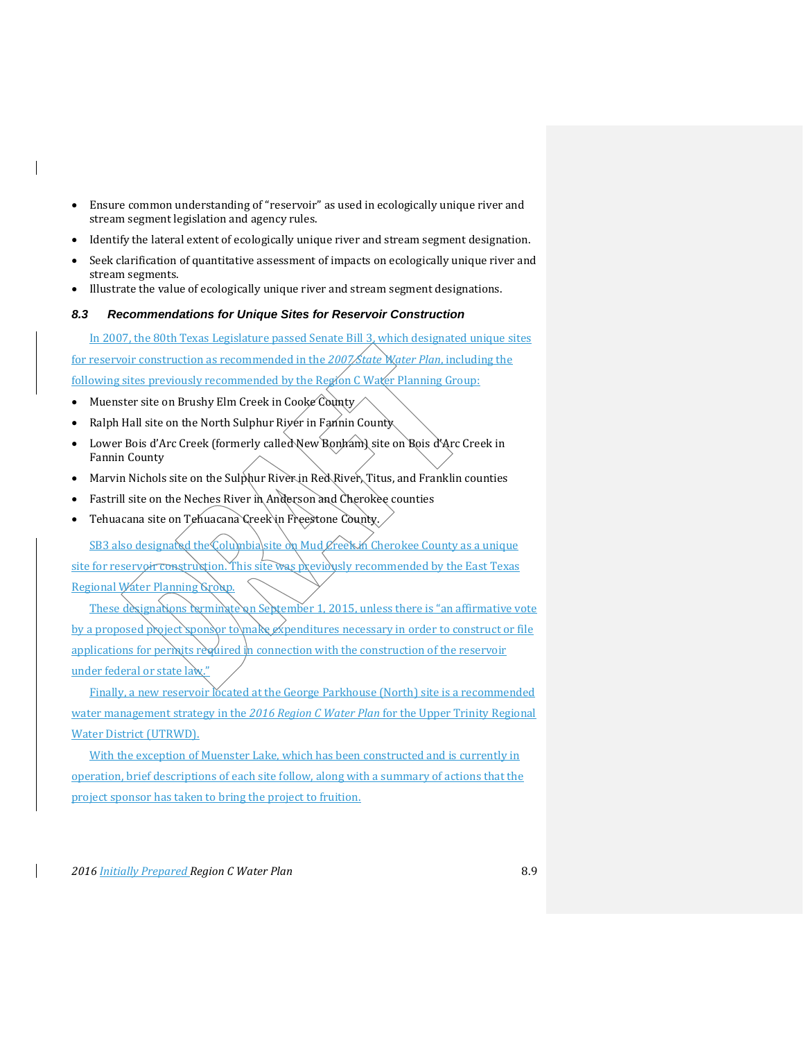- Ensure common understanding of “reservoir” as used in ecologically unique river and stream segment legislation and agency rules.
- Identify the lateral extent of ecologically unique river and stream segment designation.
- Seek clarification of quantitative assessment of impacts on ecologically unique river and stream segments.
- Illustrate the value of ecologically unique river and stream segment designations.

### *8.3 Recommendations for Unique Sites for Reservoir Construction*

In 2007, the 80th Texas Legislature passed Senate Bill 3, which designated unique sites for reservoir construction as recommended in the *2007 State Water Plan*, including the following sites previously recommended by the Region C Water Planning Group:

- Muenster site on Brushy Elm Creek in Cooke County
- Ralph Hall site on the North Sulphur River in Fannin County
- Lower Bois d'Arc Creek (formerly called New Bonham) site on Bois d'Arc Creek in Fannin County
- Marvin Nichols site on the Sulphur River in Red River, Titus, and Franklin counties
- Fastrill site on the Neches River in Anderson and Cherokee counties
- Tehuacana site on Tehuacana Creek in Freestone County.

SB3 also designated the Columbia site on Mud Creek in Cherokee County as a unique site for reservoir construction. This site was previously recommended by the East Texas Regional Water Planning Group.

These designations terminate on September 1, 2015, unless there is “an affirmative vote by a proposed project sponsor to make expenditures necessary in order to construct or file applications for permits required in connection with the construction of the reservoir under federal or state law.”

Finally, a new reservoir located at the George Parkhouse (North) site is a recommended water management strategy in the *2016 Region C Water Plan* for the Upper Trinity Regional Water District (UTRWD).

With the exception of Muenster Lake, which has been constructed and is currently in operation, brief descriptions of each site follow, along with a summary of actions that the project sponsor has taken to bring the project to fruition.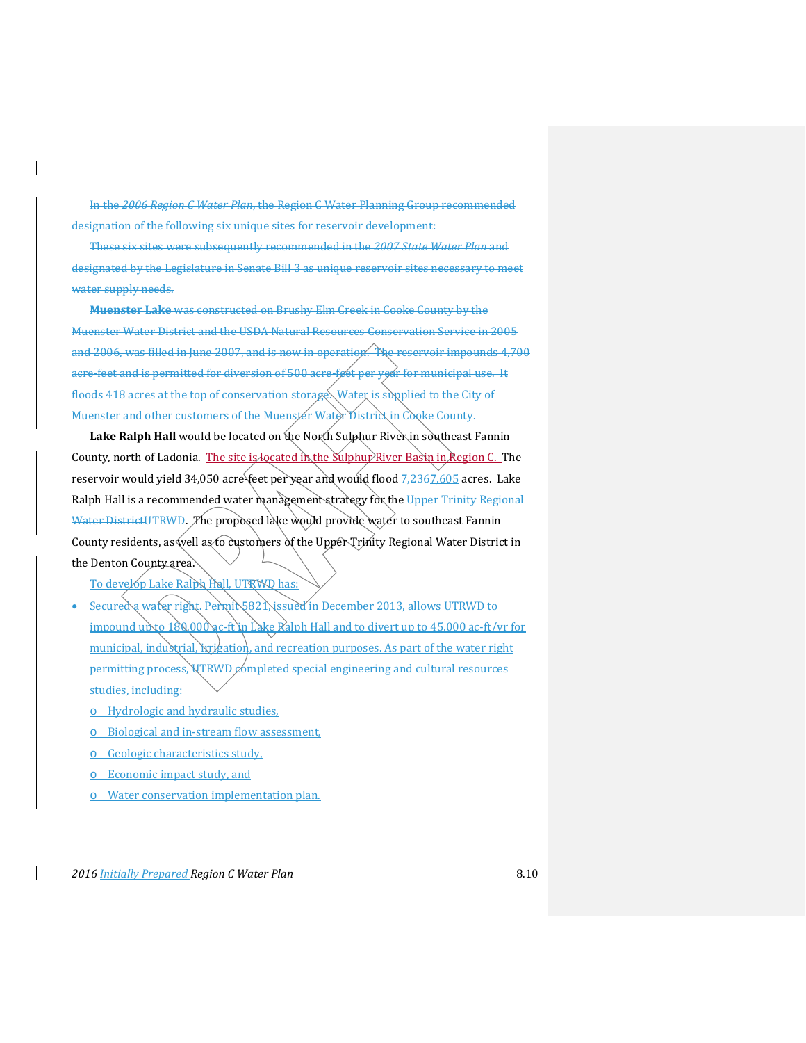In the *2006 Region C Water Plan*, the Region C Water Planning Group recommended designation of the following six unique sites for reservoir development:

These six sites were subsequently recommended in the *2007 State Water Plan* and designated by the Legislature in Senate Bill 3 as unique reservoir sites necessary to meet water supply needs.

**Muenster Lake** was constructed on Brushy Elm Creek in Cooke County by the Muenster Water District and the USDA Natural Resources Conservation Service in 2005 and 2006, was filled in June 2007, and is now in operation. The reservoir impounds 4,700 acre-feet and is permitted for diversion of 500 acre-feet per year for municipal use. It floods 418 acres at the top of conservation storage. Water is supplied to the City of Muenster and other customers of the Muenster Water District in Cooke County.

**Lake Ralph Hall** would be located on the North Sulphur River in southeast Fannin County, north of Ladonia. The site is located in the Sulphur River Basin in Region C. The reservoir would yield 34,050 acre-feet per year and would flood 7,236 7,605 acres. Lake Ralph Hall is a recommended water management strategy for the Upper Trinity Regional Water District UTRWD. The proposed lake would provide water to southeast Fannin County residents, as well as to customers of the Upper Trinity Regional Water District in the Denton County area.

To develop Lake Ralph Hall, UTRWD has:

- Secured a water right. Permit 5821, issued in December 2013, allows UTRWD to impound up to 180,000 ac-ft in Lake Ralph Hall and to divert up to 45,000 ac-ft/yr for municipal, industrial, irrigation, and recreation purposes. As part of the water right permitting process, UTRWD completed special engineering and cultural resources studies, including:
  - Hydrologic and hydraulic studies,
  - Biological and in-stream flow assessment,
  - Geologic characteristics study,
  - Economic impact study, and
  - Water conservation implementation plan.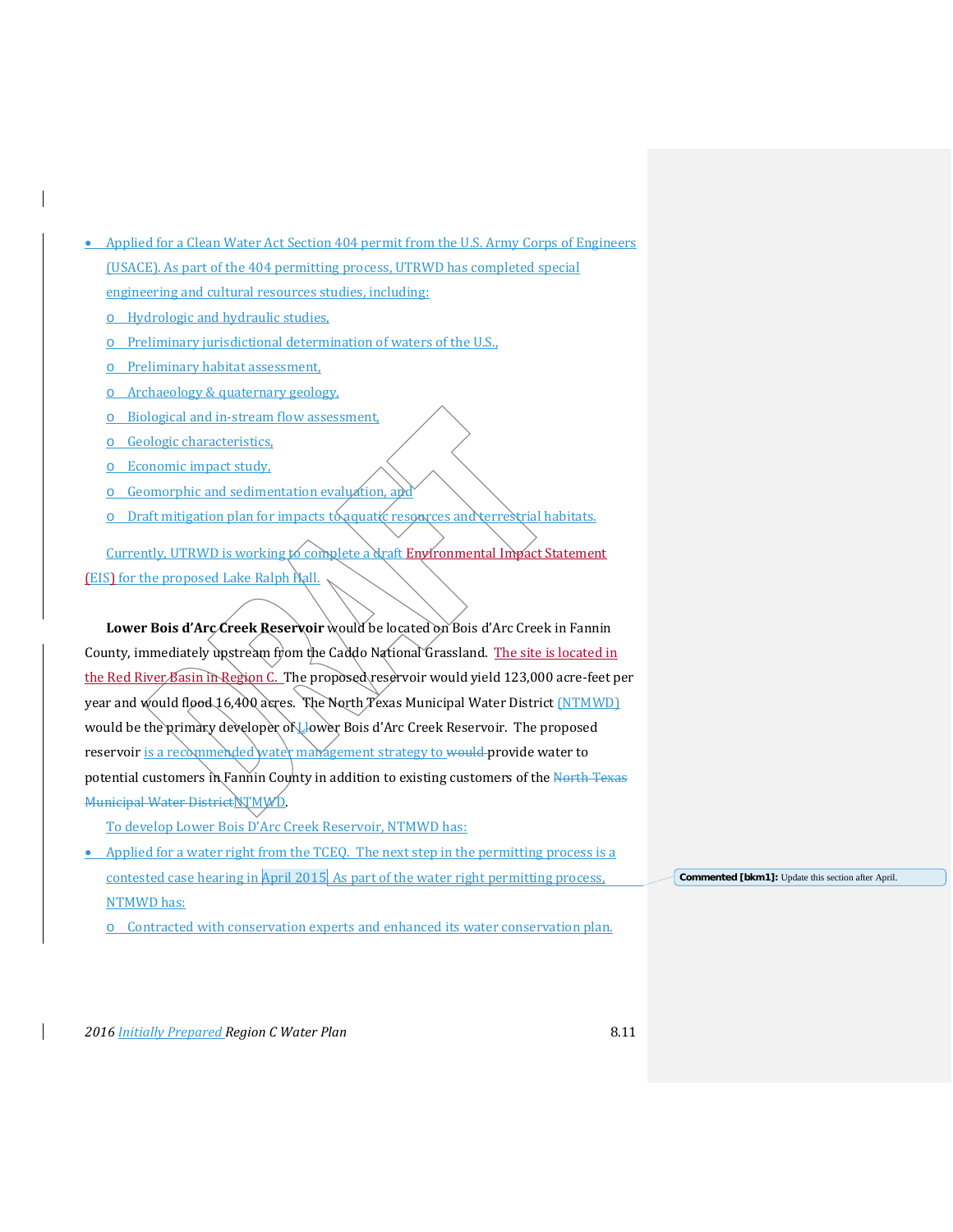- Applied for a Clean Water Act Section 404 permit from the U.S. Army Corps of Engineers (USACE). As part of the 404 permitting process, UTRWD has completed special engineering and cultural resources studies, including:
  - Hydrologic and hydraulic studies,
  - Preliminary jurisdictional determination of waters of the U.S.,
  - Preliminary habitat assessment,
  - Archaeology & quaternary geology,
  - Biological and in-stream flow assessment,
  - Geologic characteristics,
  - Economic impact study,
  - Geomorphic and sedimentation evaluation, and
  - Draft mitigation plan for impacts to aquatic resources and terrestrial habitats.

Currently, UTRWD is working to complete a draft Environmental Impact Statement (EIS) for the proposed Lake Ralph Hall.

**Lower Bois d'Arc Creek Reservoir** would be located on Bois d'Arc Creek in Fannin County, immediately upstream from the Caddo National Grassland. The site is located in the Red River Basin in Region C. The proposed reservoir would yield 123,000 acre-feet per year and would flood 16,400 acres. The North Texas Municipal Water District (NTMWD) would be the primary developer of Lower Bois d'Arc Creek Reservoir. The proposed reservoir is a recommended water management strategy to provide water to potential customers in Fannin County in addition to existing customers of the NTMWD.

To develop Lower Bois D'Arc Creek Reservoir, NTMWD has:

- Applied for a water right from the TCEQ. The next step in the permitting process is a contested case hearing in April 2015. As part of the water right permitting process, NTMWD has:
  - Contracted with conservation experts and enhanced its water conservation plan.

Commented [bkm1]: Update this section after April.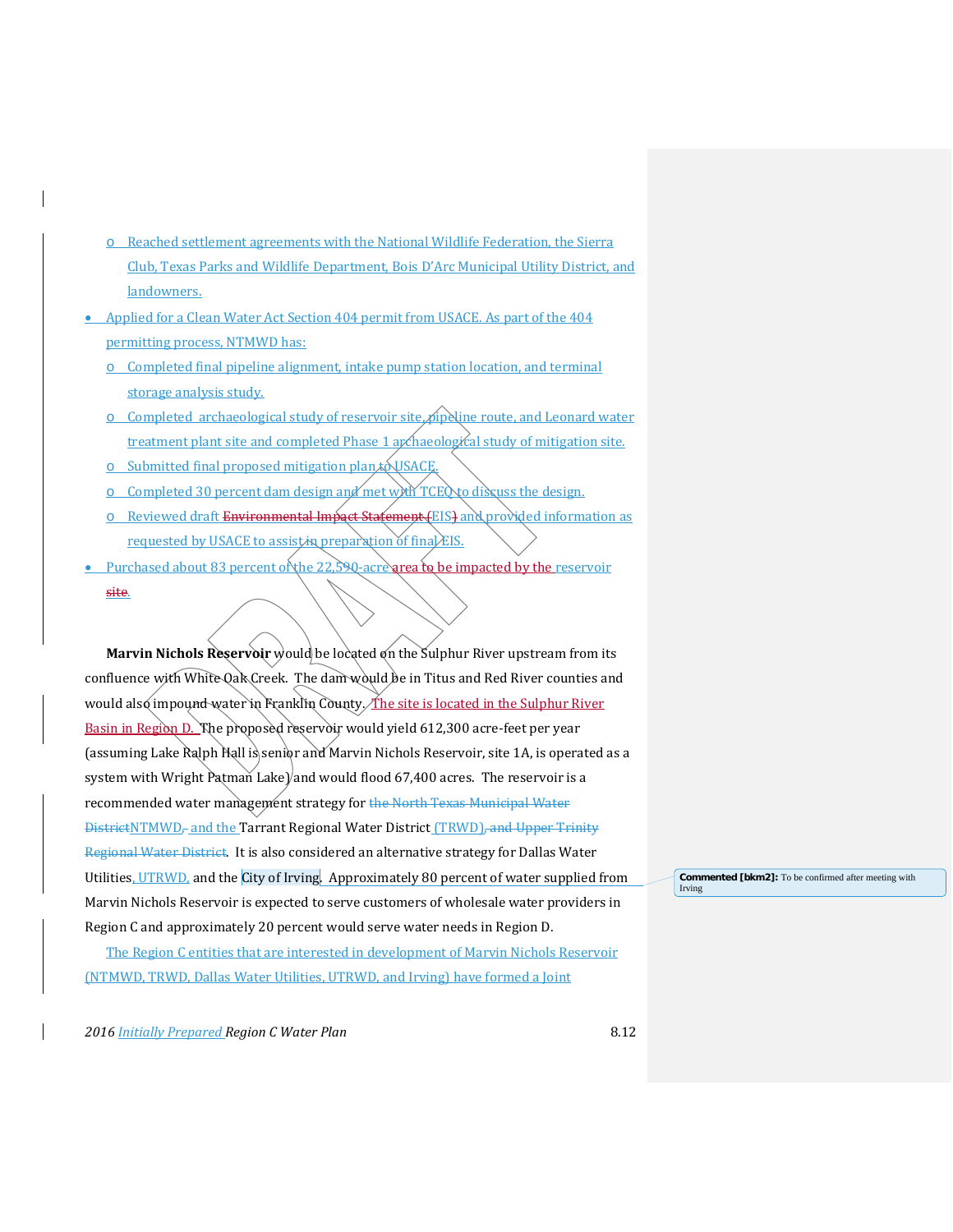- Reached settlement agreements with the National Wildlife Federation, the Sierra Club, Texas Parks and Wildlife Department, Bois D'Arc Municipal Utility District, and landowners.
- Applied for a Clean Water Act Section 404 permit from USACE. As part of the 404 permitting process, NTMWD has:
  - Completed final pipeline alignment, intake pump station location, and terminal storage analysis study.
  - Completed archaeological study of reservoir site, pipeline route, and Leonard water treatment plant site and completed Phase 1 archaeological study of mitigation site.
  - Submitted final proposed mitigation plan to USACE.
  - Completed 30 percent dam design and met with TCEQ to discuss the design.
  - Reviewed draft EIS and provided information as requested by USACE to assist in preparation of final EIS.
- Purchased about 83 percent of the 22,590-acre area to be impacted by the reservoir.

**Marvin Nichols Reservoir** would be located on the Sulphur River upstream from its confluence with White Oak Creek. The dam would be in Titus and Red River counties and would also impound water in Franklin County. The site is located in the Sulphur River Basin in Region D. The proposed reservoir would yield 612,300 acre-feet per year (assuming Lake Ralph Hall is senior and Marvin Nichols Reservoir, site 1A, is operated as a system with Wright Patman Lake) and would flood 67,400 acres. The reservoir is a recommended water management strategy for NTMWD and the Tarrant Regional Water District (TRWD). It is also considered an alternative strategy for Dallas Water Utilities, UTRWD, and the City of Irving. Approximately 80 percent of water supplied from Marvin Nichols Reservoir is expected to serve customers of wholesale water providers in Region C and approximately 20 percent would serve water needs in Region D.

The Region C entities that are interested in development of Marvin Nichols Reservoir (NTMWD, TRWD, Dallas Water Utilities, UTRWD, and Irving) have formed a Joint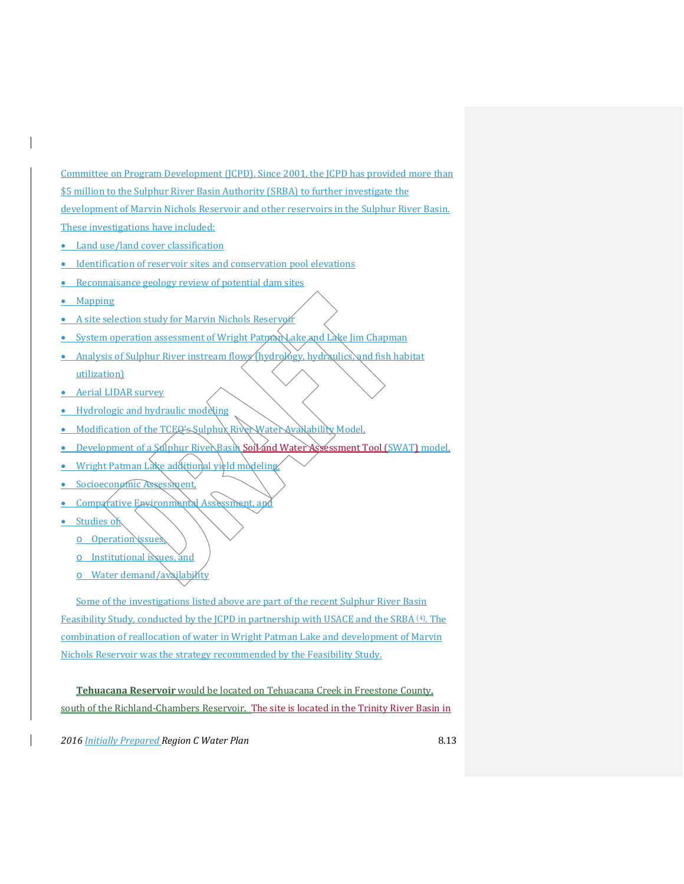Committee on Program Development (JCPD). Since 2001, the JCPD has provided more than $5 million to the Sulphur River Basin Authority (SRBA) to further investigate the development of Marvin Nichols Reservoir and other reservoirs in the Sulphur River Basin. These investigations have included:

- Land use/land cover classification
- Identification of reservoir sites and conservation pool elevations
- Reconnaisance geology review of potential dam sites
- Mapping
- A site selection study for Marvin Nichols Reservoir
- System operation assessment of Wright Patman Lake and Lake Jim Chapman
- Analysis of Sulphur River instream flows (hydrology, hydraulics, and fish habitat utilization)
- Aerial LIDAR survey
- Hydrologic and hydraulic modeling
- Modification of the TCEQ's Sulphur River Water Availability Model,
- Development of a Sulphur River Basin Soil and Water Assessment Tool (SWAT) model,
- Wright Patman Lake additional yield modeling,
- Socioeconomic Assessment,
- Comparative Environmental Assessment, and
- Studies of:
    - Operation issues,
    - Institutional issues, and
    - Water demand/availability

Some of the investigations listed above are part of the recent Sulphur River Basin Feasibility Study, conducted by the JCPD in partnership with USACE and the SRBA (4). The combination of reallocation of water in Wright Patman Lake and development of Marvin Nichols Reservoir was the strategy recommended by the Feasibility Study.

**Tehuacana Reservoir** would be located on Tehuacana Creek in Freestone County, south of the Richland-Chambers Reservoir. The site is located in the Trinity River Basin in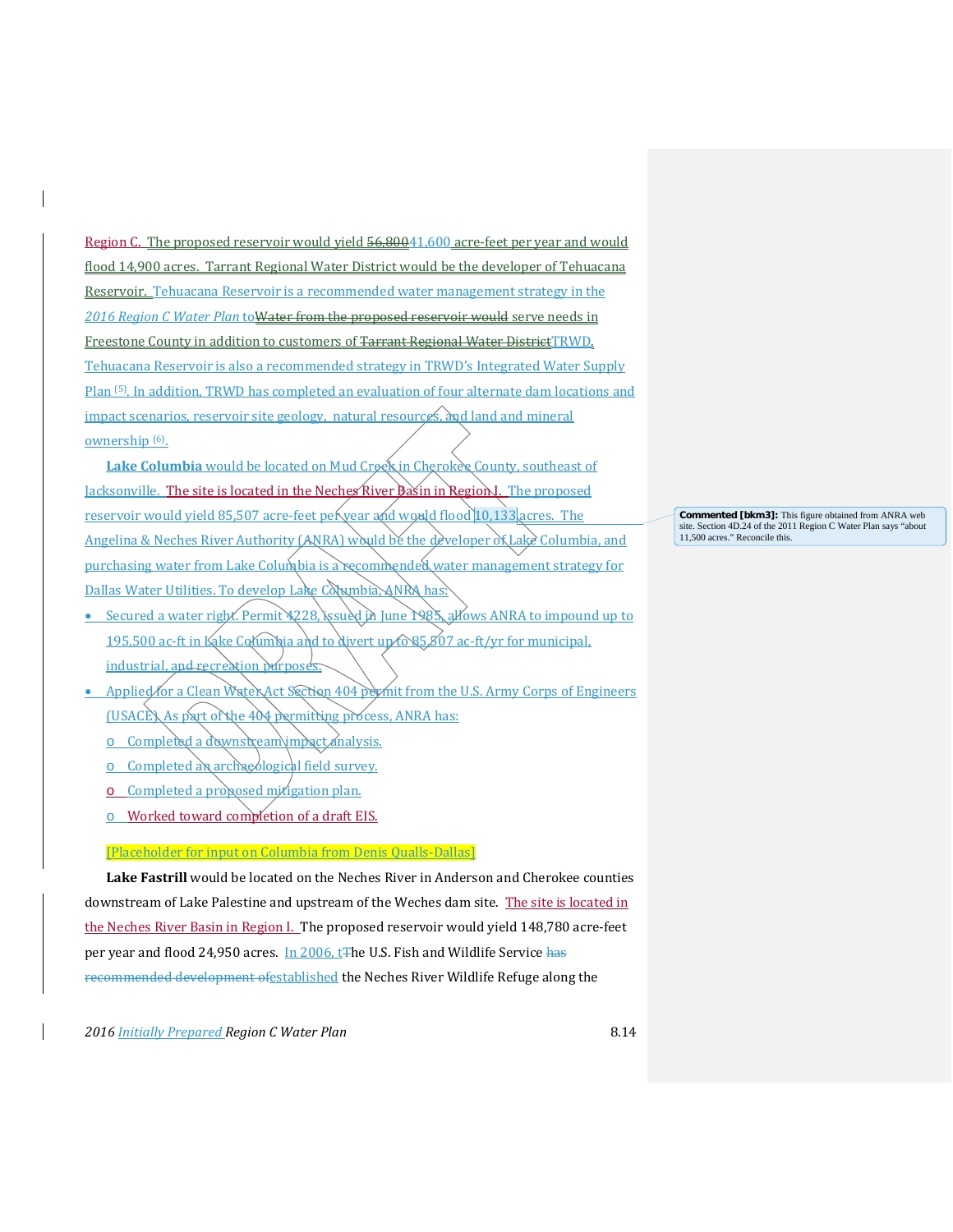Region C. The proposed reservoir would yield 56,800 41,600 acre-feet per year and would flood 14,900 acres. Tarrant Regional Water District would be the developer of Tehuacana Reservoir. Tehuacana Reservoir is a recommended water management strategy in the *2016 Region C Water Plan* to Water from the proposed reservoir would serve needs in Freestone County in addition to customers of Tarrant Regional Water District TRWD. Tehuacana Reservoir is also a recommended strategy in TRWD's Integrated Water Supply Plan [5]. In addition, TRWD has completed an evaluation of four alternate dam locations and impact scenarios, reservoir site geology, natural resources, and land and mineral ownership [6].

**Lake Columbia** would be located on Mud Creek in Cherokee County, southeast of Jacksonville. The site is located in the Neches River Basin in Region I. The proposed reservoir would yield 85,507 acre-feet per year and would flood 10,133 acres. The Angelina & Neches River Authority (ANRA) would be the developer of Lake Columbia, and purchasing water from Lake Columbia is a recommended water management strategy for Dallas Water Utilities. To develop Lake Columbia, ANRA has:

- Secured a water right. Permit 4228, issued in June 1985, allows ANRA to impound up to 195,500 ac-ft in Lake Columbia and to divert up to 85,507 ac-ft/yr for municipal, industrial, and recreation purposes.
- Applied for a Clean Water Act Section 404 permit from the U.S. Army Corps of Engineers (USACE). As part of the 404 permitting process, ANRA has:
  - Completed a downstream impact analysis.
  - Completed an archaeological field survey.
  - Completed a proposed mitigation plan.
  - Worked toward completion of a draft EIS.

[Placeholder for input on Columbia from Denis Qualls-Dallas]

**Lake Fastrill** would be located on the Neches River in Anderson and Cherokee counties downstream of Lake Palestine and upstream of the Weches dam site. The site is located in the Neches River Basin in Region I. The proposed reservoir would yield 148,780 acre-feet per year and flood 24,950 acres. In 2006, tThe U.S. Fish and Wildlife Service has recommended development of established the Neches River Wildlife Refuge along the

Commented [bkm3]: This figure obtained from ANRA web site. Section 4D.24 of the 2011 Region C Water Plan says "about 11,500 acres." Reconcile this.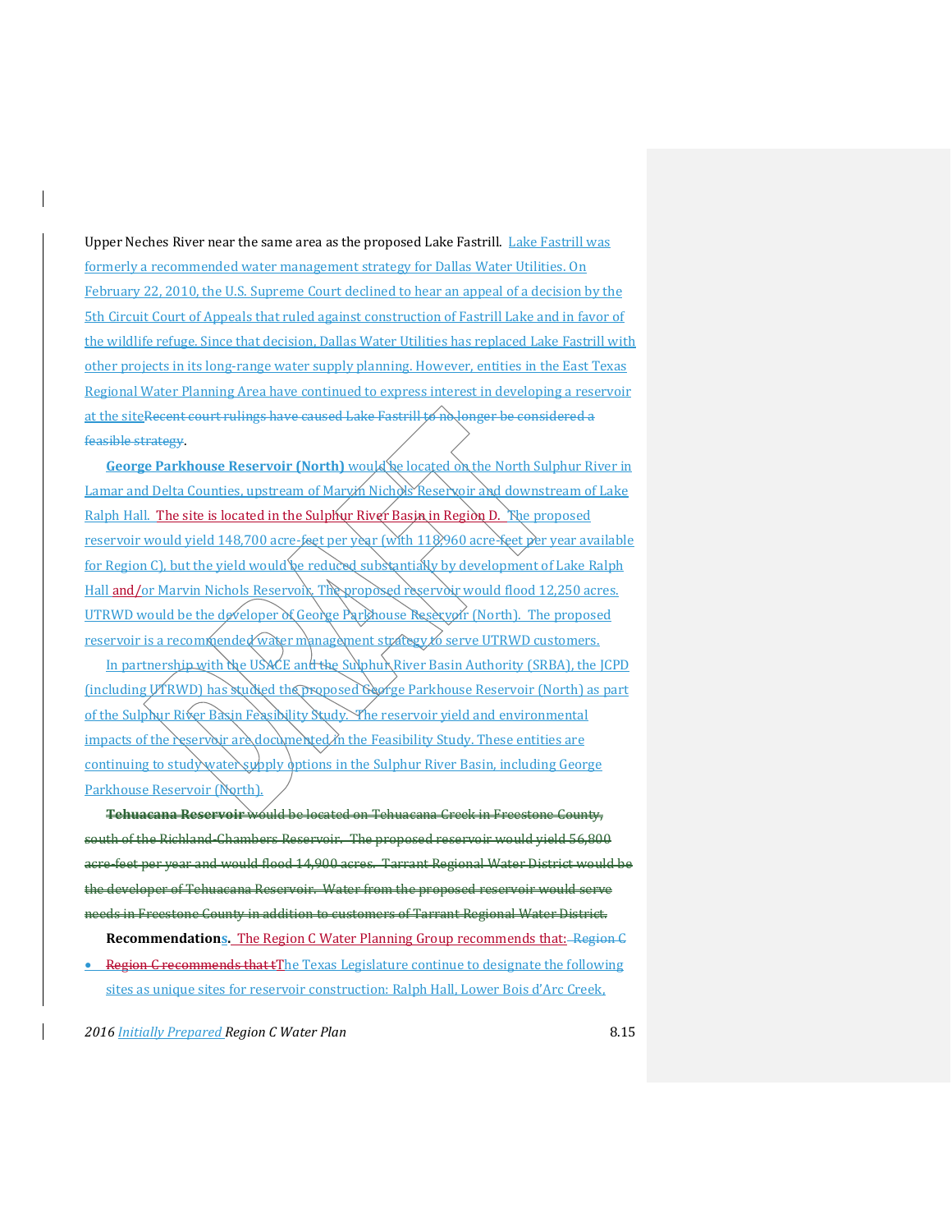Upper Neches River near the same area as the proposed Lake Fastrill. Lake Fastrill was formerly a recommended water management strategy for Dallas Water Utilities. On February 22, 2010, the U.S. Supreme Court declined to hear an appeal of a decision by the 5th Circuit Court of Appeals that ruled against construction of Fastrill Lake and in favor of the wildlife refuge. Since that decision, Dallas Water Utilities has replaced Lake Fastrill with other projects in its long-range water supply planning. However, entities in the East Texas Regional Water Planning Area have continued to express interest in developing a reservoir at the siteRecent court rulings have caused Lake Fastrill to no longer be considered a feasible strategy.

**George Parkhouse Reservoir (North)** would be located on the North Sulphur River in Lamar and Delta Counties, upstream of Marvin Nichols Reservoir and downstream of Lake Ralph Hall. The site is located in the Sulphur River Basin in Region D. The proposed reservoir would yield 148,700 acre-feet per year (with 118,960 acre-feet per year available for Region C), but the yield would be reduced substantially by development of Lake Ralph Hall and/or Marvin Nichols Reservoir. The proposed reservoir would flood 12,250 acres. UTRWD would be the developer of George Parkhouse Reservoir (North). The proposed reservoir is a recommended water management strategy to serve UTRWD customers.

In partnership with the USACE and the Sulphur River Basin Authority (SRBA), the JCPD (including UTRWD) has studied the proposed George Parkhouse Reservoir (North) as part of the Sulphur River Basin Feasibility Study. The reservoir yield and environmental impacts of the reservoir are documented in the Feasibility Study. These entities are continuing to study water supply options in the Sulphur River Basin, including George Parkhouse Reservoir (North).

~~**Tehuacana Reservoir** would be located on Tehuacana Creek in Freestone County, south of the Richland-Chambers Reservoir. The proposed reservoir would yield 56,800 acre-feet per year and would flood 14,900 acres. Tarrant Regional Water District would be the developer of Tehuacana Reservoir. Water from the proposed reservoir would serve needs in Freestone County in addition to customers of Tarrant Regional Water District.~~

**Recommendations.** The Region C Water Planning Group recommends that: ~~Region C~~

- ~~Region C recommends that t~~The Texas Legislature continue to designate the following sites as unique sites for reservoir construction: Ralph Hall, Lower Bois d'Arc Creek,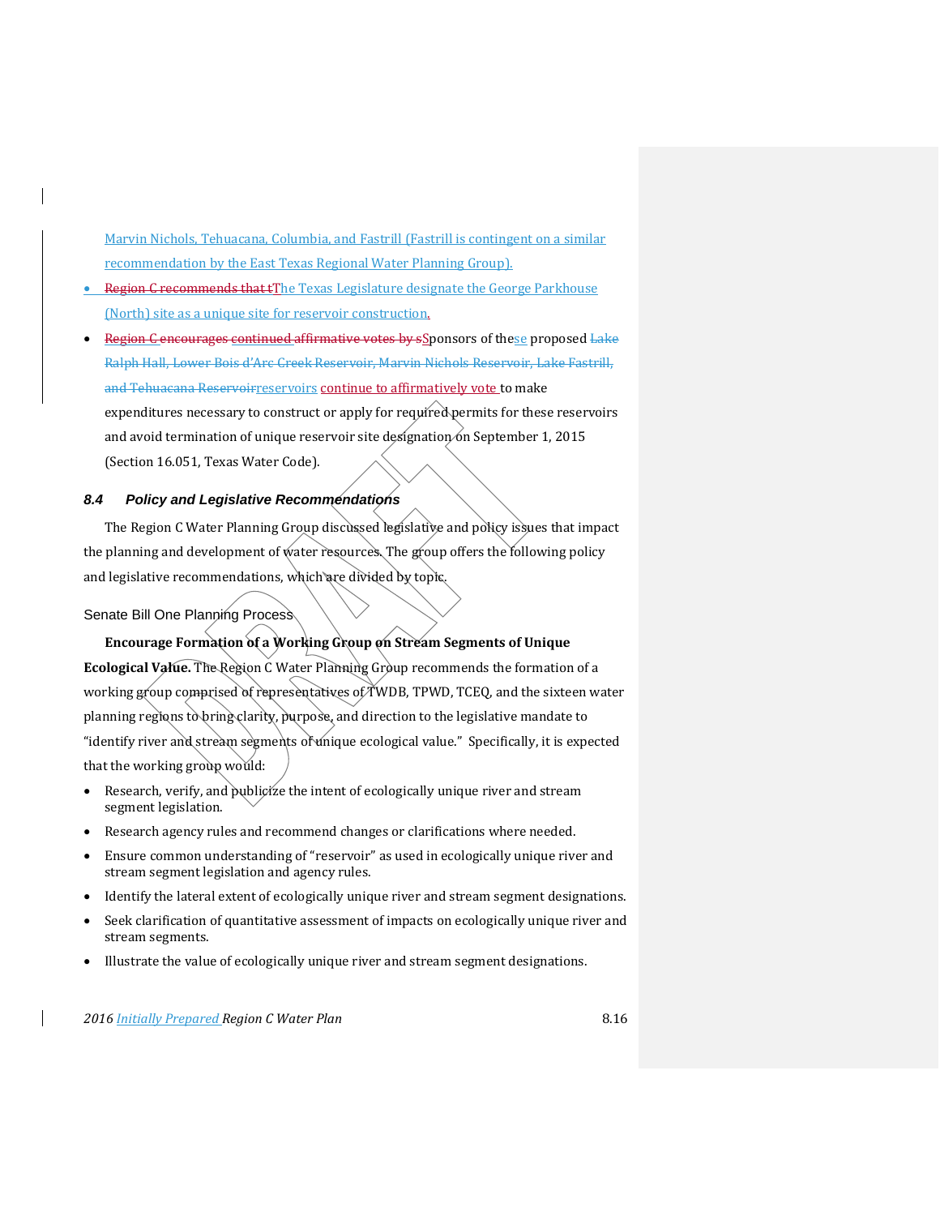Marvin Nichols, Tehuacana, Columbia, and Fastrill (Fastrill is contingent on a similar recommendation by the East Texas Regional Water Planning Group).

- The Texas Legislature designate the George Parkhouse (North) site as a unique site for reservoir construction.
- Sponsors of these proposed reservoirs continue to affirmatively vote to make expenditures necessary to construct or apply for required permits for these reservoirs and avoid termination of unique reservoir site designation on September 1, 2015 (Section 16.051, Texas Water Code).

## 8.4 Policy and Legislative Recommendations

The Region C Water Planning Group discussed legislative and policy issues that impact the planning and development of water resources. The group offers the following policy and legislative recommendations, which are divided by topic.

### Senate Bill One Planning Process

**Encourage Formation of a Working Group on Stream Segments of Unique Ecological Value.** The Region C Water Planning Group recommends the formation of a working group comprised of representatives of TWDB, TPWD, TCEQ, and the sixteen water planning regions to bring clarity, purpose, and direction to the legislative mandate to "identify river and stream segments of unique ecological value." Specifically, it is expected that the working group would:

- Research, verify, and publicize the intent of ecologically unique river and stream segment legislation.
- Research agency rules and recommend changes or clarifications where needed.
- Ensure common understanding of "reservoir" as used in ecologically unique river and stream segment legislation and agency rules.
- Identify the lateral extent of ecologically unique river and stream segment designations.
- Seek clarification of quantitative assessment of impacts on ecologically unique river and stream segments.
- Illustrate the value of ecologically unique river and stream segment designations.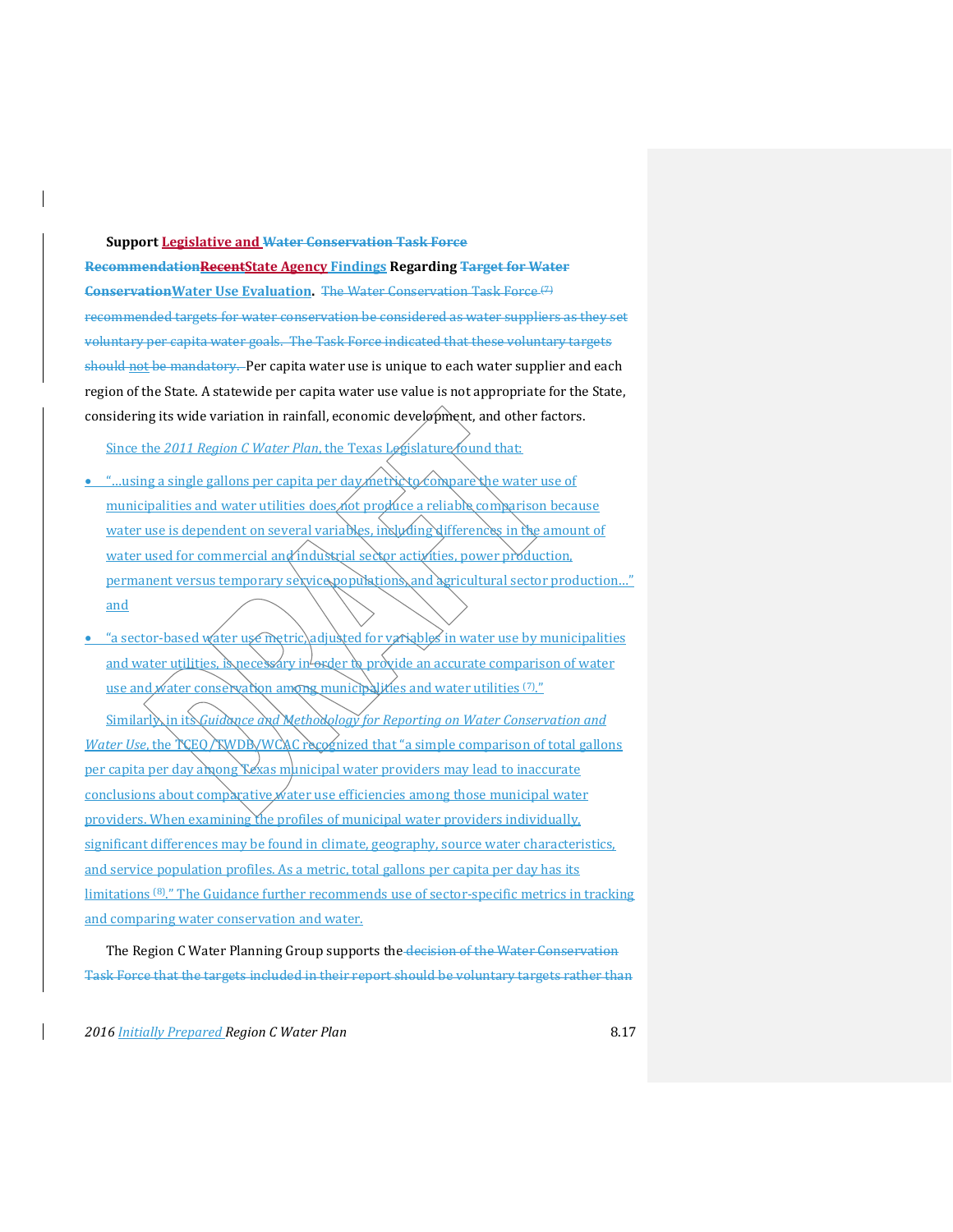**Support ~~Legislative and Water Conservation Task Force Recommendation~~ ~~Recent~~ State Agency Findings Regarding ~~Target for Water Conservation~~ Water Use Evaluation.** ~~The Water Conservation Task Force [7] recommended targets for water conservation be considered as water suppliers as they set voluntary per capita water goals. The Task Force indicated that these voluntary targets should not be mandatory.~~ Per capita water use is unique to each water supplier and each region of the State. A statewide per capita water use value is not appropriate for the State, considering its wide variation in rainfall, economic development, and other factors.

Since the *2011 Region C Water Plan*, the Texas Legislature found that:

- "…using a single gallons per capita per day metric to compare the water use of municipalities and water utilities does not produce a reliable comparison because water use is dependent on several variables, including differences in the amount of water used for commercial and industrial sector activities, power production, permanent versus temporary service populations, and agricultural sector production…" and
- "a sector-based water use metric, adjusted for variables in water use by municipalities and water utilities, is necessary in order to provide an accurate comparison of water use and water conservation among municipalities and water utilities [7]."

Similarly, in its *Guidance and Methodology for Reporting on Water Conservation and Water Use*, the TCEQ/TWDB/WCAC recognized that "a simple comparison of total gallons per capita per day among Texas municipal water providers may lead to inaccurate conclusions about comparative water use efficiencies among those municipal water providers. When examining the profiles of municipal water providers individually, significant differences may be found in climate, geography, source water characteristics, and service population profiles. As a metric, total gallons per capita per day has its limitations [8]." The Guidance further recommends use of sector-specific metrics in tracking and comparing water conservation and water.

The Region C Water Planning Group supports the ~~decision of the Water Conservation Task Force that the targets included in their report should be voluntary targets rather than~~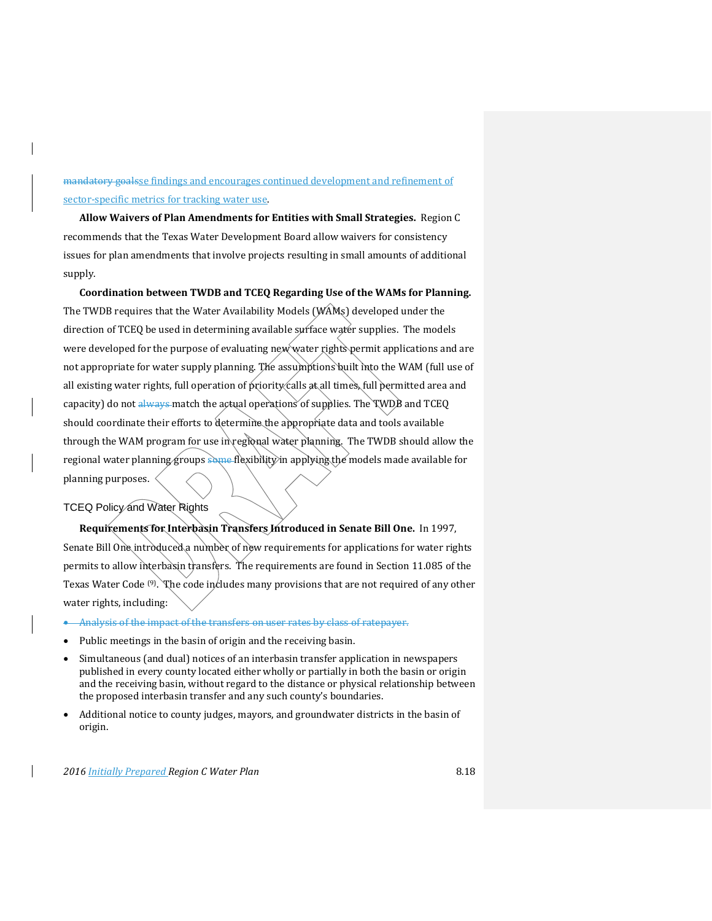~~mandatory goals~~se findings and encourages continued development and refinement of sector-specific metrics for tracking water use.

**Allow Waivers of Plan Amendments for Entities with Small Strategies.** Region C recommends that the Texas Water Development Board allow waivers for consistency issues for plan amendments that involve projects resulting in small amounts of additional supply.

**Coordination between TWDB and TCEQ Regarding Use of the WAMs for Planning.** The TWDB requires that the Water Availability Models (WAMs) developed under the direction of TCEQ be used in determining available surface water supplies. The models were developed for the purpose of evaluating new water rights permit applications and are not appropriate for water supply planning. The assumptions built into the WAM (full use of all existing water rights, full operation of priority calls at all times, full permitted area and capacity) do not always match the actual operations of supplies. The TWDB and TCEQ should coordinate their efforts to determine the appropriate data and tools available through the WAM program for use in regional water planning. The TWDB should allow the regional water planning groups ~~some~~ flexibility in applying the models made available for planning purposes.

## TCEQ Policy and Water Rights

**Requirements for Interbasin Transfers Introduced in Senate Bill One.** In 1997, Senate Bill One introduced a number of new requirements for applications for water rights permits to allow interbasin transfers. The requirements are found in Section 11.085 of the Texas Water Code [9]. The code includes many provisions that are not required of any other water rights, including:

- ~~Analysis of the impact of the transfers on user rates by class of ratepayer.~~
- Public meetings in the basin of origin and the receiving basin.
- Simultaneous (and dual) notices of an interbasin transfer application in newspapers published in every county located either wholly or partially in both the basin or origin and the receiving basin, without regard to the distance or physical relationship between the proposed interbasin transfer and any such county's boundaries.
- Additional notice to county judges, mayors, and groundwater districts in the basin of origin.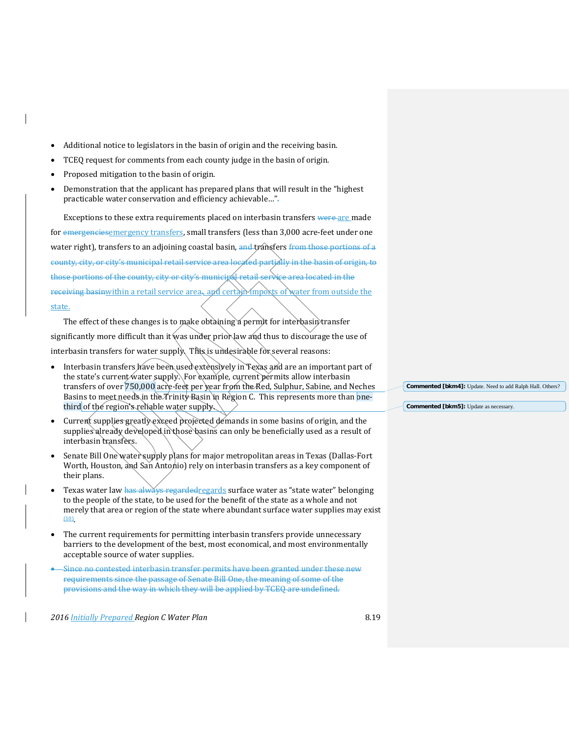- Additional notice to legislators in the basin of origin and the receiving basin.
- TCEQ request for comments from each county judge in the basin of origin.
- Proposed mitigation to the basin of origin.
- Demonstration that the applicant has prepared plans that will result in the "highest practicable water conservation and efficiency achievable…"~~.~~

Exceptions to these extra requirements placed on interbasin transfers ~~were~~ are made for ~~emergencies~~emergency transfers, small transfers (less than 3,000 acre-feet under one water right), transfers to an adjoining coastal basin, ~~and~~ transfers ~~from those portions of a county, city, or city's municipal retail service area located partially in the basin of origin, to those portions of the county, city or city's municipal retail service area located in the receiving basin~~within a retail service area~~,~~, and certain imports of water from outside the state.

The effect of these changes is to make obtaining a permit for interbasin transfer significantly more difficult than it was under prior law and thus to discourage the use of interbasin transfers for water supply. This is undesirable for several reasons:

- Interbasin transfers have been used extensively in Texas and are an important part of the state's current water supply. For example, current permits allow interbasin transfers of over 750,000 acre-feet per year from the Red, Sulphur, Sabine, and Neches Basins to meet needs in the Trinity Basin in Region C. This represents more than one-third of the region's reliable water supply.
- Current supplies greatly exceed projected demands in some basins of origin, and the supplies already developed in those basins can only be beneficially used as a result of interbasin transfers.
- Senate Bill One water supply plans for major metropolitan areas in Texas (Dallas-Fort Worth, Houston, and San Antonio) rely on interbasin transfers as a key component of their plans.
- Texas water law ~~has always regarded~~regards surface water as "state water" belonging to the people of the state, to be used for the benefit of the state as a whole and not merely that area or region of the state where abundant surface water supplies may exist (10).
- The current requirements for permitting interbasin transfers provide unnecessary barriers to the development of the best, most economical, and most environmentally acceptable source of water supplies.
- ~~Since no contested interbasin transfer permits have been granted under these new requirements since the passage of Senate Bill One, the meaning of some of the provisions and the way in which they will be applied by TCEQ are undefined.~~

**Commented [bkm4]:** Update. Need to add Ralph Hall. Others?

**Commented [bkm5]:** Update as necessary.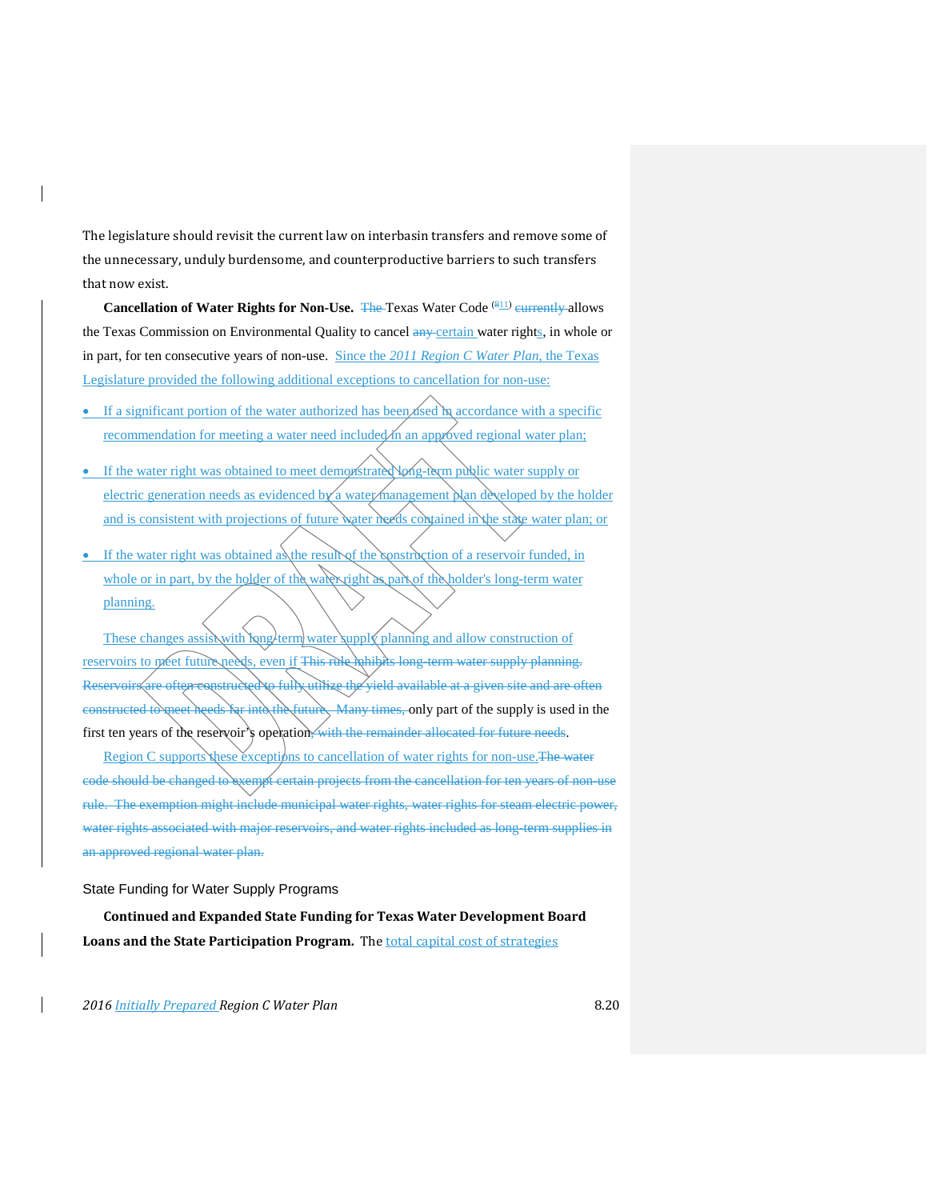The legislature should revisit the current law on interbasin transfers and remove some of the unnecessary, unduly burdensome, and counterproductive barriers to such transfers that now exist.

**Cancellation of Water Rights for Non-Use.** ~~The~~ Texas Water Code (~~8~~11) ~~currently~~ allows the Texas Commission on Environmental Quality to cancel ~~any~~ certain water rights, in whole or in part, for ten consecutive years of non-use. Since the *2011 Region C Water Plan*, the Texas Legislature provided the following additional exceptions to cancellation for non-use:

- If a significant portion of the water authorized has been used in accordance with a specific recommendation for meeting a water need included in an approved regional water plan;
- If the water right was obtained to meet demonstrated long-term public water supply or electric generation needs as evidenced by a water management plan developed by the holder and is consistent with projections of future water needs contained in the state water plan; or
- If the water right was obtained as the result of the construction of a reservoir funded, in whole or in part, by the holder of the water right as part of the holder's long-term water planning.

These changes assist with long-term water supply planning and allow construction of reservoirs to meet future needs, even if ~~This rule inhibits long-term water supply planning. Reservoirs are often constructed to fully utilize the yield available at a given site and are often constructed to meet needs far into the future. Many times,~~ only part of the supply is used in the first ten years of the reservoir's operation~~, with the remainder allocated for future needs~~.

Region C supports these exceptions to cancellation of water rights for non-use.~~The water code should be changed to exempt certain projects from the cancellation for ten years of non-use rule. The exemption might include municipal water rights, water rights for steam electric power, water rights associated with major reservoirs, and water rights included as long-term supplies in an approved regional water plan.~~

## State Funding for Water Supply Programs

**Continued and Expanded State Funding for Texas Water Development Board Loans and the State Participation Program.** The total capital cost of strategies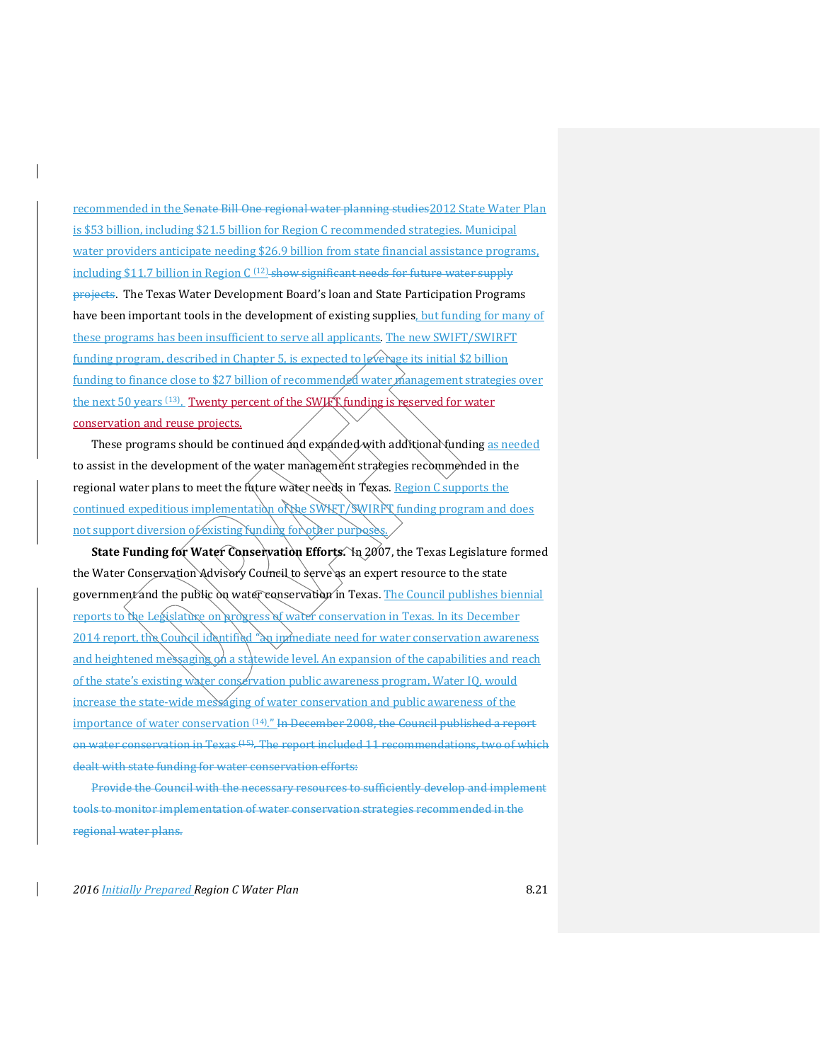recommended in the Senate Bill One regional water planning studies2012 State Water Plan is $53 billion, including $21.5 billion for Region C recommended strategies. Municipal water providers anticipate needing $26.9 billion from state financial assistance programs, including $11.7 billion in Region C [12] show significant needs for future water supply projects. The Texas Water Development Board's loan and State Participation Programs have been important tools in the development of existing supplies, but funding for many of these programs has been insufficient to serve all applicants. The new SWIFT/SWIRFT funding program, described in Chapter 5, is expected to leverage its initial $2 billion funding to finance close to $27 billion of recommended water management strategies over the next 50 years [13]. Twenty percent of the SWIFT funding is reserved for water conservation and reuse projects.

These programs should be continued and expanded with additional funding as needed to assist in the development of the water management strategies recommended in the regional water plans to meet the future water needs in Texas. Region C supports the continued expeditious implementation of the SWIFT/SWIRFT funding program and does not support diversion of existing funding for other purposes.

**State Funding for Water Conservation Efforts.** In 2007, the Texas Legislature formed the Water Conservation Advisory Council to serve as an expert resource to the state government and the public on water conservation in Texas. The Council publishes biennial reports to the Legislature on progress of water conservation in Texas. In its December 2014 report, the Council identified "an immediate need for water conservation awareness and heightened messaging on a statewide level. An expansion of the capabilities and reach of the state's existing water conservation public awareness program, Water IQ, would increase the state-wide messaging of water conservation and public awareness of the importance of water conservation [14]." In December 2008, the Council published a report on water conservation in Texas [15]. The report included 11 recommendations, two of which dealt with state funding for water conservation efforts:

Provide the Council with the necessary resources to sufficiently develop and implement tools to monitor implementation of water conservation strategies recommended in the regional water plans.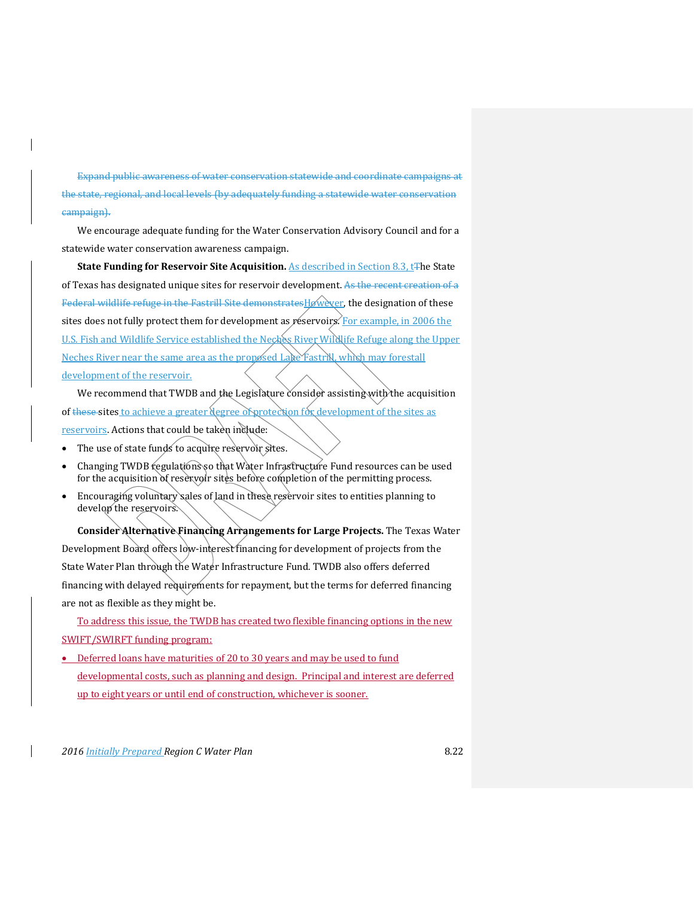Expand public awareness of water conservation statewide and coordinate campaigns at the state, regional, and local levels (by adequately funding a statewide water conservation campaign).

We encourage adequate funding for the Water Conservation Advisory Council and for a statewide water conservation awareness campaign.

**State Funding for Reservoir Site Acquisition.** As described in Section 8.3, the State of Texas has designated unique sites for reservoir development. However, the designation of these sites does not fully protect them for development as reservoirs. For example, in 2006 the U.S. Fish and Wildlife Service established the Neches River Wildlife Refuge along the Upper Neches River near the same area as the proposed Lake Fastrill, which may forestall development of the reservoir.

We recommend that TWDB and the Legislature consider assisting with the acquisition of sites to achieve a greater degree of protection for development of the sites as reservoirs. Actions that could be taken include:

- The use of state funds to acquire reservoir sites.
- Changing TWDB regulations so that Water Infrastructure Fund resources can be used for the acquisition of reservoir sites before completion of the permitting process.
- Encouraging voluntary sales of land in these reservoir sites to entities planning to develop the reservoirs.

**Consider Alternative Financing Arrangements for Large Projects.** The Texas Water Development Board offers low-interest financing for development of projects from the State Water Plan through the Water Infrastructure Fund. TWDB also offers deferred financing with delayed requirements for repayment, but the terms for deferred financing are not as flexible as they might be.

To address this issue, the TWDB has created two flexible financing options in the new SWIFT/SWIRFT funding program:

- Deferred loans have maturities of 20 to 30 years and may be used to fund developmental costs, such as planning and design. Principal and interest are deferred up to eight years or until end of construction, whichever is sooner.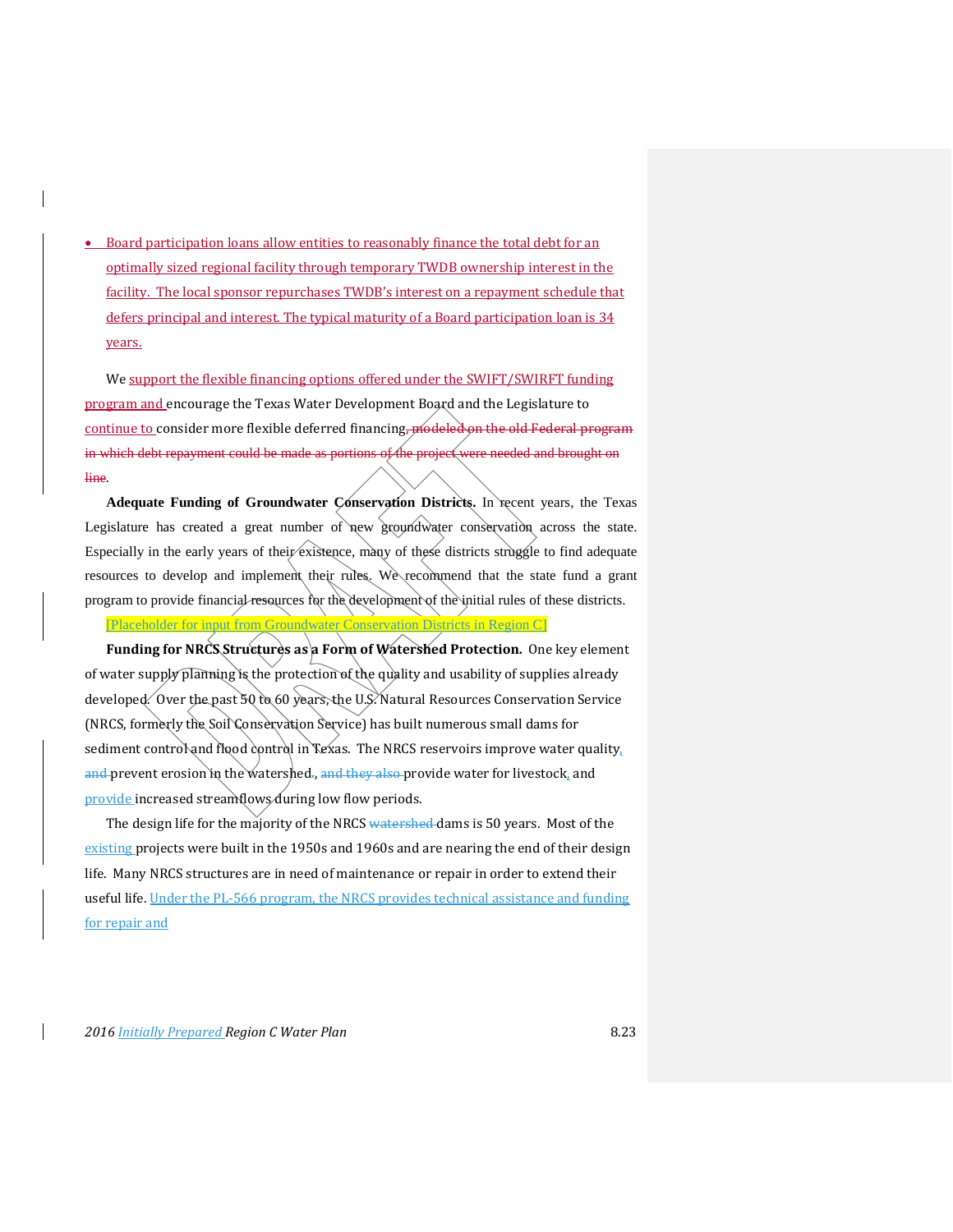- Board participation loans allow entities to reasonably finance the total debt for an optimally sized regional facility through temporary TWDB ownership interest in the facility. The local sponsor repurchases TWDB's interest on a repayment schedule that defers principal and interest. The typical maturity of a Board participation loan is 34 years.

We support the flexible financing options offered under the SWIFT/SWIRFT funding program and encourage the Texas Water Development Board and the Legislature to continue to consider more flexible deferred financing~~, modeled on the old Federal program in which debt repayment could be made as portions of the project were needed and brought on line~~.

**Adequate Funding of Groundwater Conservation Districts.** In recent years, the Texas Legislature has created a great number of new groundwater conservation across the state. Especially in the early years of their existence, many of these districts struggle to find adequate resources to develop and implement their rules. We recommend that the state fund a grant program to provide financial resources for the development of the initial rules of these districts.

[Placeholder for input from Groundwater Conservation Districts in Region C]

**Funding for NRCS Structures as a Form of Watershed Protection.** One key element of water supply planning is the protection of the quality and usability of supplies already developed. Over the past 50 to 60 years, the U.S. Natural Resources Conservation Service (NRCS, formerly the Soil Conservation Service) has built numerous small dams for sediment control and flood control in Texas. The NRCS reservoirs improve water quality, ~~and~~ prevent erosion in the watershed., ~~and they also~~ provide water for livestock, and provide increased streamflows during low flow periods.

The design life for the majority of the NRCS ~~watershed~~ dams is 50 years. Most of the existing projects were built in the 1950s and 1960s and are nearing the end of their design life. Many NRCS structures are in need of maintenance or repair in order to extend their useful life. Under the PL-566 program, the NRCS provides technical assistance and funding for repair and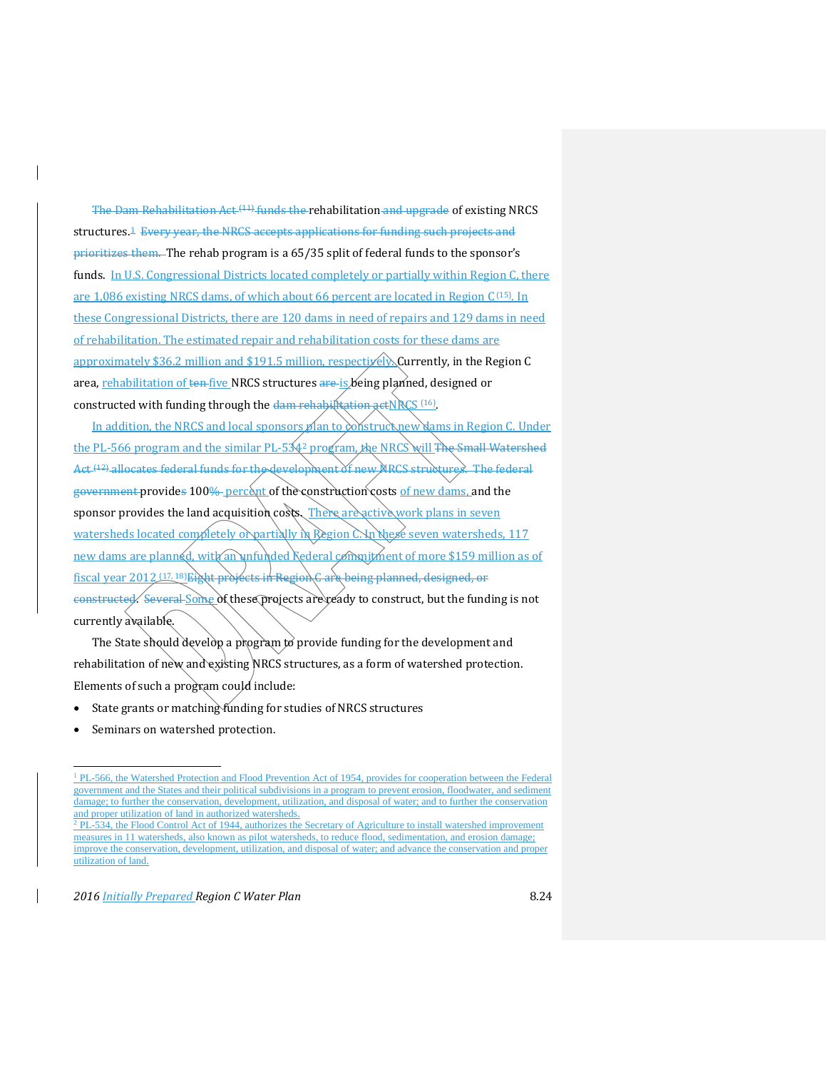~~The Dam Rehabilitation Act [11] funds the~~ rehabilitation ~~and upgrade~~ of existing NRCS structures.[1] ~~Every year, the NRCS accepts applications for funding such projects and prioritizes them.~~ The rehab program is a 65/35 split of federal funds to the sponsor's funds. In U.S. Congressional Districts located completely or partially within Region C, there are 1,086 existing NRCS dams, of which about 66 percent are located in Region C [15]. In these Congressional Districts, there are 120 dams in need of repairs and 129 dams in need of rehabilitation. The estimated repair and rehabilitation costs for these dams are approximately $36.2 million and $191.5 million, respectively. Currently, in the Region C area, rehabilitation of ~~ten~~ five NRCS structures ~~are~~ is being planned, designed or constructed with funding through the ~~dam rehabilitation act~~NRCS [16].

In addition, the NRCS and local sponsors plan to construct new dams in Region C. Under the PL-566 program and the similar PL-534[2] program, the NRCS will ~~The Small Watershed Act [12] allocates federal funds for the development of new NRCS structures. The federal government~~ provide~~s~~ 100~~%~~ percent of the construction costs of new dams, and the sponsor provides the land acquisition costs. There are active work plans in seven watersheds located completely or partially in Region C. In these seven watersheds, 117 new dams are planned, with an unfunded Federal commitment of more $159 million as of fiscal year 2012 [17, 18]~~Eight projects in Region C are being planned, designed, or constructed~~. ~~Several~~ Some of these projects are ready to construct, but the funding is not currently available.

The State should develop a program to provide funding for the development and rehabilitation of new and existing NRCS structures, as a form of watershed protection. Elements of such a program could include:

- State grants or matching funding for studies of NRCS structures
- Seminars on watershed protection.

---

[1] PL-566, the Watershed Protection and Flood Prevention Act of 1954, provides for cooperation between the Federal government and the States and their political subdivisions in a program to prevent erosion, floodwater, and sediment damage; to further the conservation, development, utilization, and disposal of water; and to further the conservation and proper utilization of land in authorized watersheds.

[2] PL-534, the Flood Control Act of 1944, authorizes the Secretary of Agriculture to install watershed improvement measures in 11 watersheds, also known as pilot watersheds, to reduce flood, sedimentation, and erosion damage; improve the conservation, development, utilization, and disposal of water; and advance the conservation and proper utilization of land.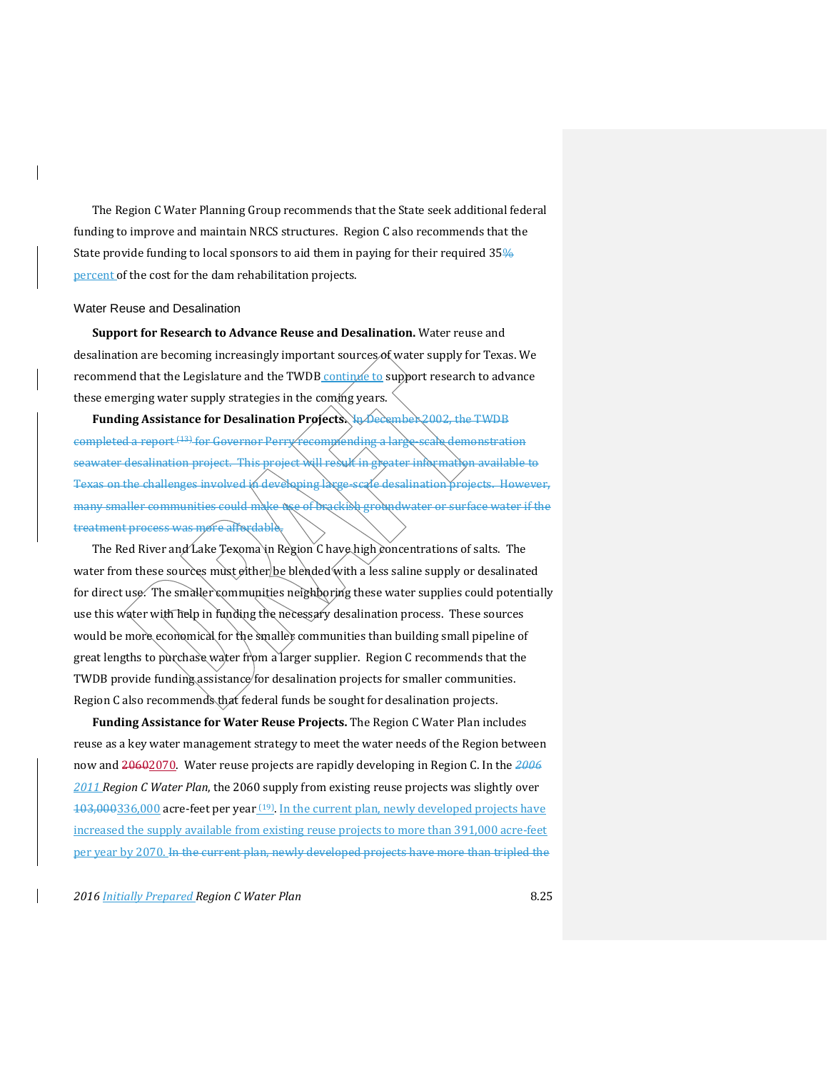The Region C Water Planning Group recommends that the State seek additional federal funding to improve and maintain NRCS structures. Region C also recommends that the State provide funding to local sponsors to aid them in paying for their required 35~~%~~ percent of the cost for the dam rehabilitation projects.

### Water Reuse and Desalination

**Support for Research to Advance Reuse and Desalination.** Water reuse and desalination are becoming increasingly important sources of water supply for Texas. We recommend that the Legislature and the TWDB continue to support research to advance these emerging water supply strategies in the coming years.

**Funding Assistance for Desalination Projects.** ~~In December 2002, the TWDB completed a report [13] for Governor Perry recommending a large-scale demonstration seawater desalination project. This project will result in greater information available to Texas on the challenges involved in developing large-scale desalination projects. However, many smaller communities could make use of brackish groundwater or surface water if the treatment process was more affordable.~~

The Red River and Lake Texoma in Region C have high concentrations of salts. The water from these sources must either be blended with a less saline supply or desalinated for direct use. The smaller communities neighboring these water supplies could potentially use this water with help in funding the necessary desalination process. These sources would be more economical for the smaller communities than building small pipeline of great lengths to purchase water from a larger supplier. Region C recommends that the TWDB provide funding assistance for desalination projects for smaller communities. Region C also recommends that federal funds be sought for desalination projects.

**Funding Assistance for Water Reuse Projects.** The Region C Water Plan includes reuse as a key water management strategy to meet the water needs of the Region between now and ~~2060~~2070. Water reuse projects are rapidly developing in Region C. In the *~~2006~~ 2011 Region C Water Plan*, the 2060 supply from existing reuse projects was slightly over ~~103,000~~336,000 acre-feet per year [19]. In the current plan, newly developed projects have increased the supply available from existing reuse projects to more than 391,000 acre-feet per year by 2070. ~~In the current plan, newly developed projects have more than tripled the~~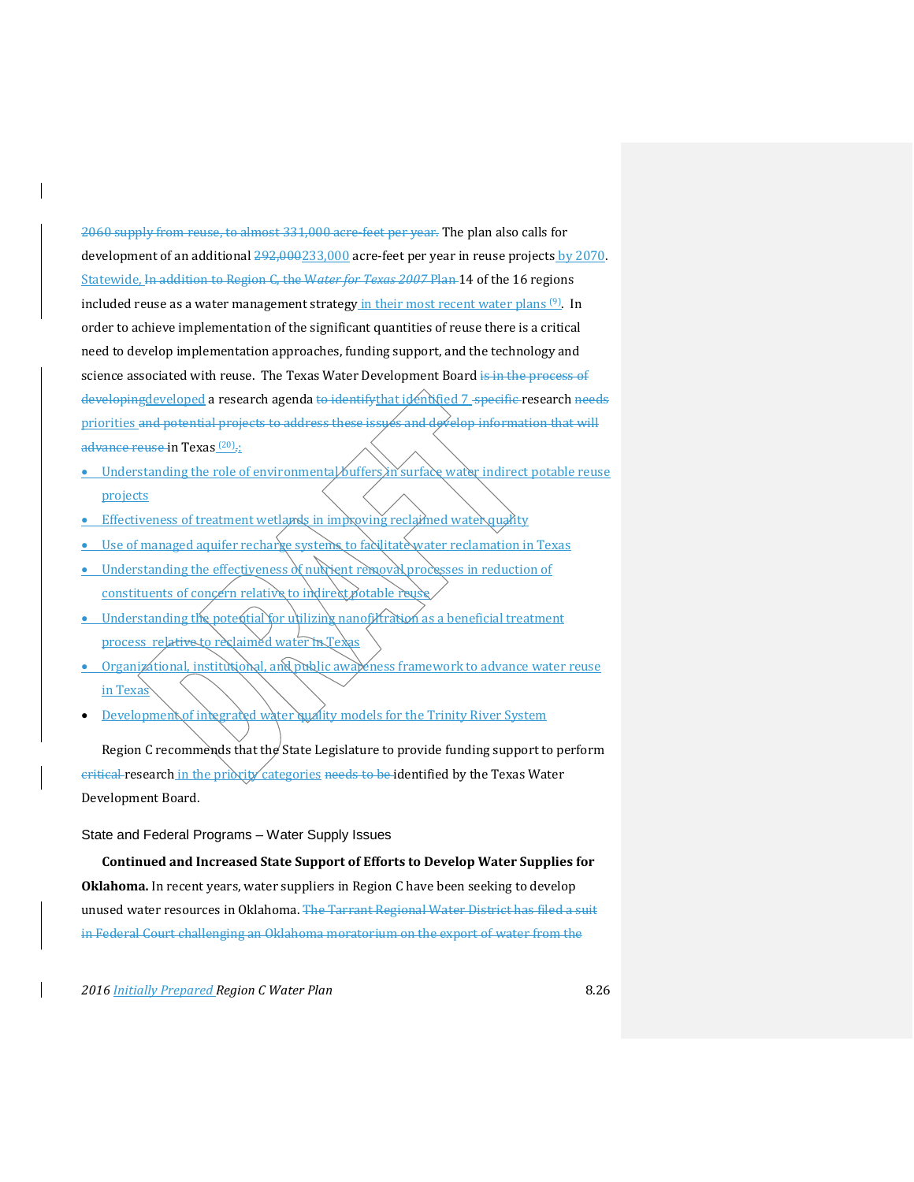~~2060 supply from reuse, to almost 331,000 acre-feet per year.~~ The plan also calls for development of an additional ~~292,000~~233,000 acre-feet per year in reuse projects by 2070. Statewide, ~~In addition to Region C, the *Water for Texas 2007* Plan~~ 14 of the 16 regions included reuse as a water management strategy in their most recent water plans [9]. In order to achieve implementation of the significant quantities of reuse there is a critical need to develop implementation approaches, funding support, and the technology and science associated with reuse. The Texas Water Development Board ~~is in the process of developing~~developed a research agenda ~~to identify~~that identified 7 ~~specific~~ research ~~needs~~ priorities ~~and potential projects to address these issues and develop information that will advance reuse~~ in Texas [20]~~.~~:

- Understanding the role of environmental buffers in surface water indirect potable reuse projects
- Effectiveness of treatment wetlands in improving reclaimed water quality
- Use of managed aquifer recharge systems to facilitate water reclamation in Texas
- Understanding the effectiveness of nutrient removal processes in reduction of constituents of concern relative to indirect potable reuse
- Understanding the potential for utilizing nanofiltration as a beneficial treatment process relative to reclaimed water in Texas
- Organizational, institutional, and public awareness framework to advance water reuse in Texas
- Development of integrated water quality models for the Trinity River System

Region C recommends that the State Legislature to provide funding support to perform ~~critical~~ research in the priority categories ~~needs to be~~ identified by the Texas Water Development Board.

### State and Federal Programs – Water Supply Issues

**Continued and Increased State Support of Efforts to Develop Water Supplies for Oklahoma.** In recent years, water suppliers in Region C have been seeking to develop unused water resources in Oklahoma. ~~The Tarrant Regional Water District has filed a suit in Federal Court challenging an Oklahoma moratorium on the export of water from the~~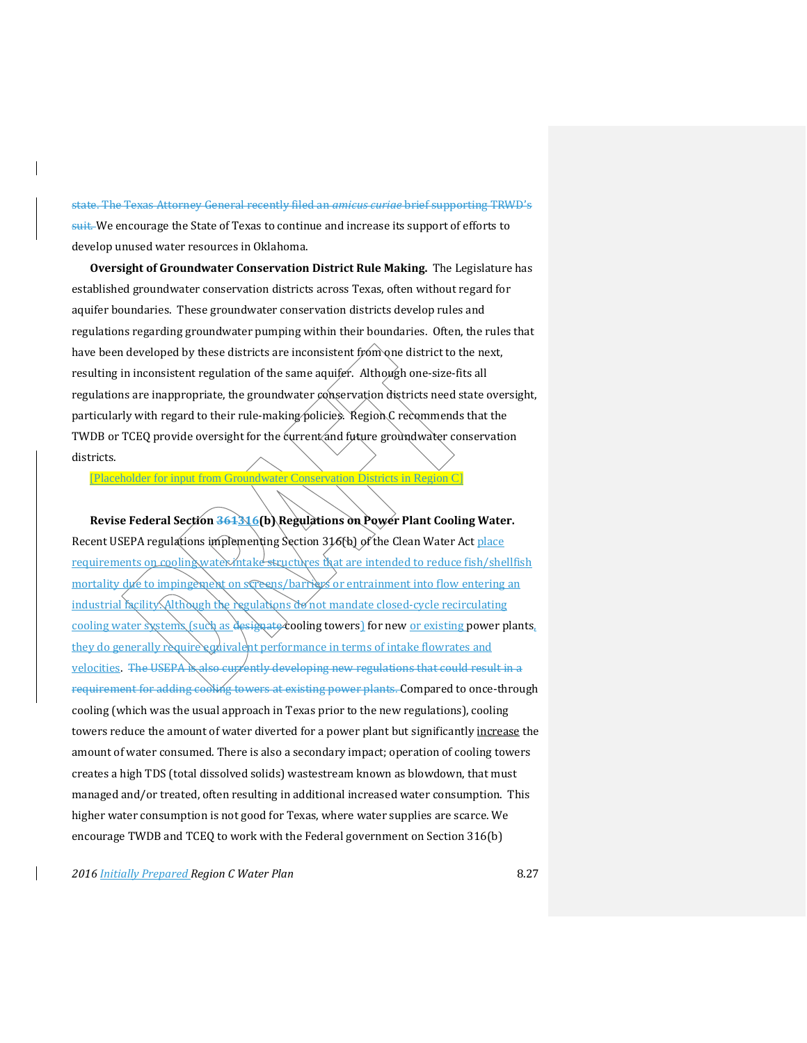state. The Texas Attorney General recently filed an *amicus curiae* brief supporting TRWD's suit. We encourage the State of Texas to continue and increase its support of efforts to develop unused water resources in Oklahoma.

**Oversight of Groundwater Conservation District Rule Making.** The Legislature has established groundwater conservation districts across Texas, often without regard for aquifer boundaries. These groundwater conservation districts develop rules and regulations regarding groundwater pumping within their boundaries. Often, the rules that have been developed by these districts are inconsistent from one district to the next, resulting in inconsistent regulation of the same aquifer. Although one-size-fits all regulations are inappropriate, the groundwater conservation districts need state oversight, particularly with regard to their rule-making policies. Region C recommends that the TWDB or TCEQ provide oversight for the current and future groundwater conservation districts.

[Placeholder for input from Groundwater Conservation Districts in Region C]

**Revise Federal Section 361316(b) Regulations on Power Plant Cooling Water.** Recent USEPA regulations implementing Section 316(b) of the Clean Water Act place requirements on cooling water intake structures that are intended to reduce fish/shellfish mortality due to impingement on screens/barriers or entrainment into flow entering an industrial facility. Although the regulations do not mandate closed-cycle recirculating cooling water systems (such as designate cooling towers) for new or existing power plants, they do generally require equivalent performance in terms of intake flowrates and velocities. The USEPA is also currently developing new regulations that could result in a requirement for adding cooling towers at existing power plants. Compared to once-through cooling (which was the usual approach in Texas prior to the new regulations), cooling towers reduce the amount of water diverted for a power plant but significantly increase the amount of water consumed. There is also a secondary impact; operation of cooling towers creates a high TDS (total dissolved solids) wastestream known as blowdown, that must managed and/or treated, often resulting in additional increased water consumption. This higher water consumption is not good for Texas, where water supplies are scarce. We encourage TWDB and TCEQ to work with the Federal government on Section 316(b)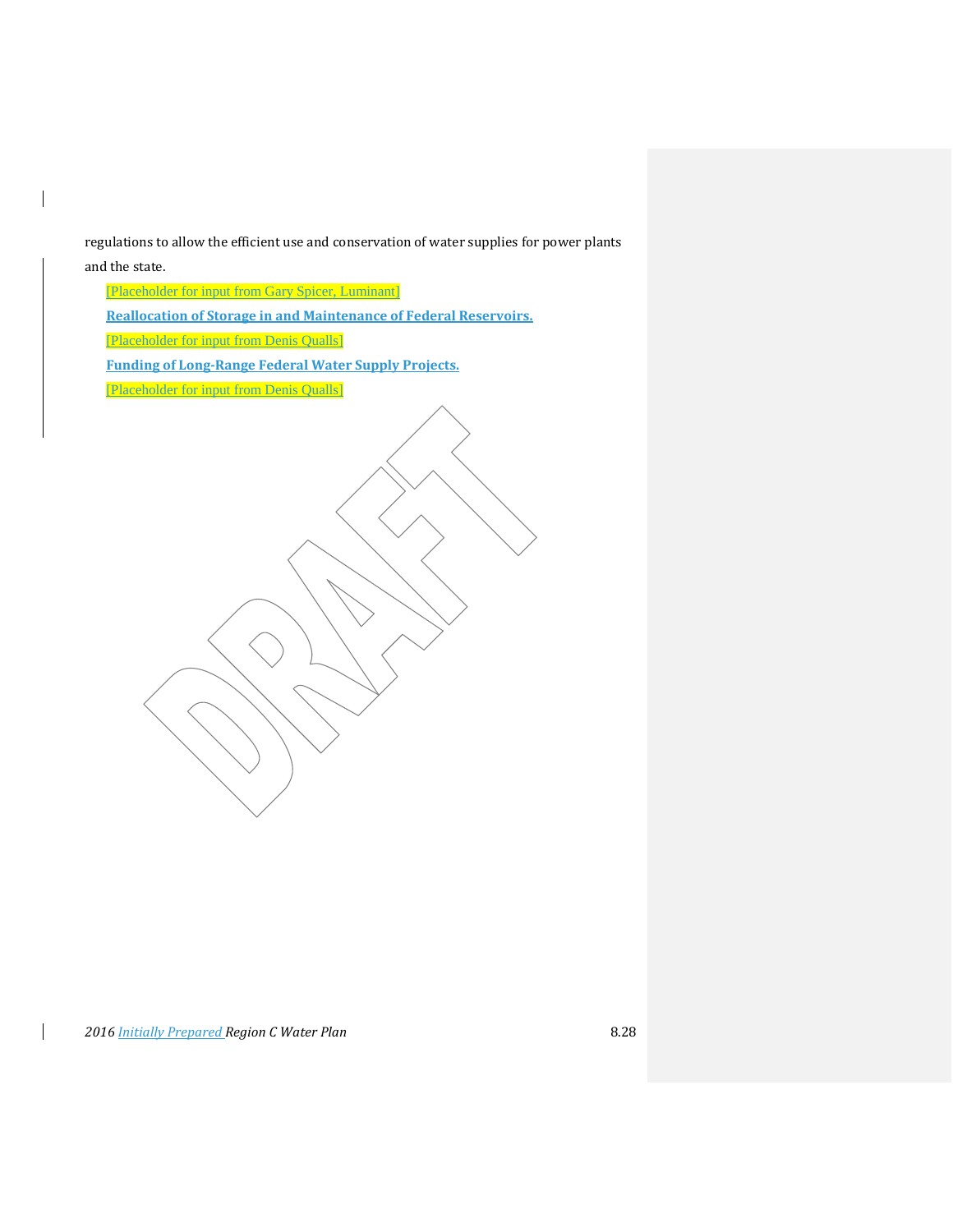regulations to allow the efficient use and conservation of water supplies for power plants and the state.

[Placeholder for input from Gary Spicer, Luminant]

**Reallocation of Storage in and Maintenance of Federal Reservoirs.**

[Placeholder for input from Denis Qualls]

**Funding of Long-Range Federal Water Supply Projects.**

[Placeholder for input from Denis Qualls]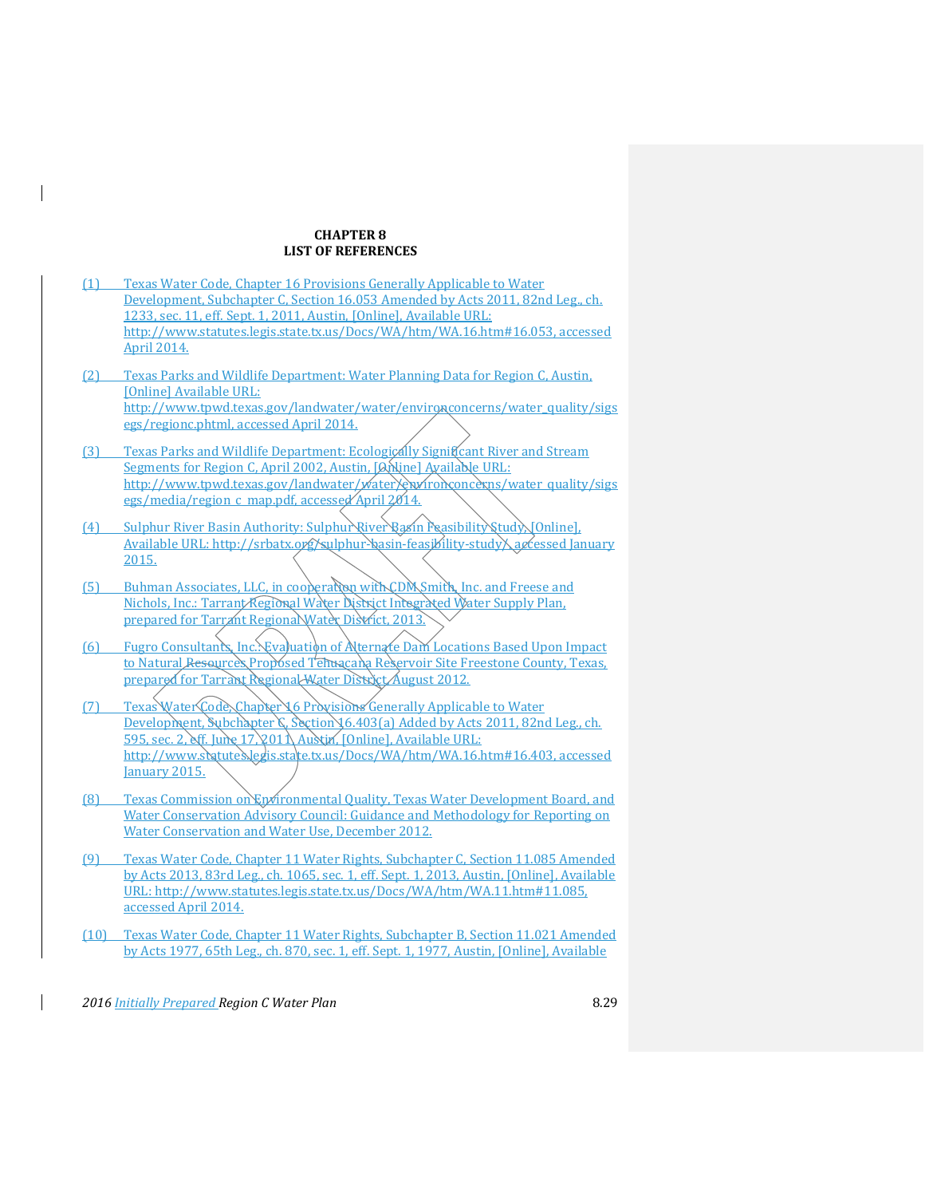# CHAPTER 8
# LIST OF REFERENCES

(1) Texas Water Code, Chapter 16 Provisions Generally Applicable to Water Development, Subchapter C, Section 16.053 Amended by Acts 2011, 82nd Leg., ch. 1233, sec. 11, eff. Sept. 1, 2011, Austin, [Online], Available URL: http://www.statutes.legis.state.tx.us/Docs/WA/htm/WA.16.htm#16.053, accessed April 2014.

(2) Texas Parks and Wildlife Department: Water Planning Data for Region C, Austin, [Online] Available URL: http://www.tpwd.texas.gov/landwater/water/environconcerns/water_quality/sigsegs/regionc.phtml, accessed April 2014.

(3) Texas Parks and Wildlife Department: Ecologically Significant River and Stream Segments for Region C, April 2002, Austin, [Online] Available URL: http://www.tpwd.texas.gov/landwater/water/environconcerns/water_quality/sigsegs/media/region_c_map.pdf, accessed April 2014.

(4) Sulphur River Basin Authority: Sulphur River Basin Feasibility Study, [Online], Available URL: http://srbatx.org/sulphur-basin-feasibility-study/, accessed January 2015.

(5) Buhman Associates, LLC, in cooperation with CDM Smith, Inc. and Freese and Nichols, Inc.: Tarrant Regional Water District Integrated Water Supply Plan, prepared for Tarrant Regional Water District, 2013.

(6) Fugro Consultants, Inc.: Evaluation of Alternate Dam Locations Based Upon Impact to Natural Resources Proposed Tehuacana Reservoir Site Freestone County, Texas, prepared for Tarrant Regional Water District, August 2012.

(7) Texas Water Code, Chapter 16 Provisions Generally Applicable to Water Development, Subchapter C, Section 16.403(a) Added by Acts 2011, 82nd Leg., ch. 595, sec. 2, eff. June 17, 2011, Austin, [Online], Available URL: http://www.statutes.legis.state.tx.us/Docs/WA/htm/WA.16.htm#16.403, accessed January 2015.

(8) Texas Commission on Environmental Quality, Texas Water Development Board, and Water Conservation Advisory Council: Guidance and Methodology for Reporting on Water Conservation and Water Use, December 2012.

(9) Texas Water Code, Chapter 11 Water Rights, Subchapter C, Section 11.085 Amended by Acts 2013, 83rd Leg., ch. 1065, sec. 1, eff. Sept. 1, 2013, Austin, [Online], Available URL: http://www.statutes.legis.state.tx.us/Docs/WA/htm/WA.11.htm#11.085, accessed April 2014.

(10) Texas Water Code, Chapter 11 Water Rights, Subchapter B, Section 11.021 Amended by Acts 1977, 65th Leg., ch. 870, sec. 1, eff. Sept. 1, 1977, Austin, [Online], Available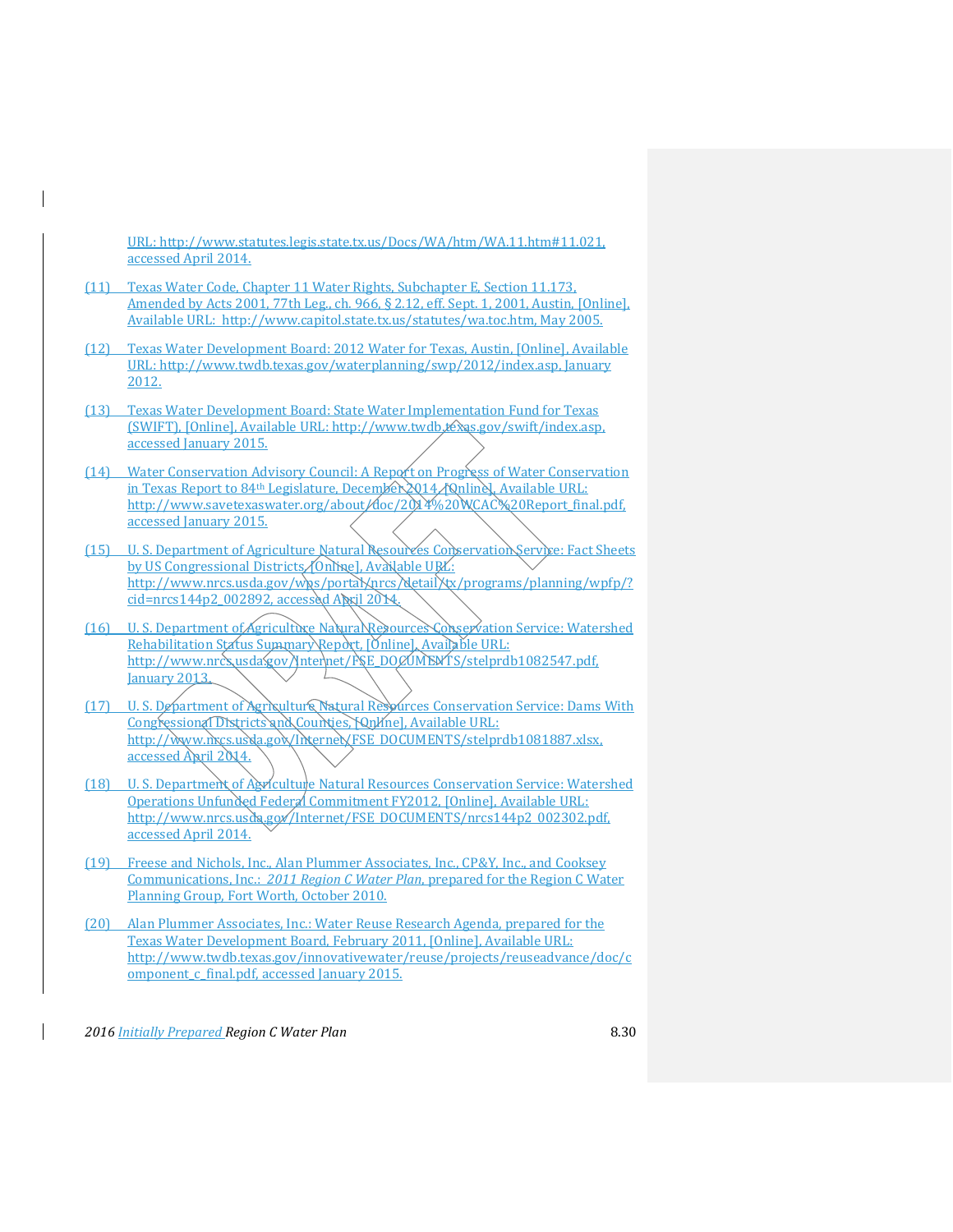URL: http://www.statutes.legis.state.tx.us/Docs/WA/htm/WA.11.htm#11.021, accessed April 2014.

(11) Texas Water Code, Chapter 11 Water Rights, Subchapter E, Section 11.173, Amended by Acts 2001, 77th Leg., ch. 966, § 2.12, eff. Sept. 1, 2001, Austin, [Online], Available URL: http://www.capitol.state.tx.us/statutes/wa.toc.htm, May 2005.

(12) Texas Water Development Board: 2012 Water for Texas, Austin, [Online], Available URL: http://www.twdb.texas.gov/waterplanning/swp/2012/index.asp, January 2012.

(13) Texas Water Development Board: State Water Implementation Fund for Texas (SWIFT), [Online], Available URL: http://www.twdb.texas.gov/swift/index.asp, accessed January 2015.

(14) Water Conservation Advisory Council: A Report on Progress of Water Conservation in Texas Report to 84th Legislature, December 2014, [Online], Available URL: http://www.savetexaswater.org/about/doc/2014%20WCAC%20Report_final.pdf, accessed January 2015.

(15) U. S. Department of Agriculture Natural Resources Conservation Service: Fact Sheets by US Congressional Districts, [Online], Available URL: http://www.nrcs.usda.gov/wps/portal/nrcs/detail/tx/programs/planning/wpfp/?cid=nrcs144p2_002892, accessed April 2014.

(16) U. S. Department of Agriculture Natural Resources Conservation Service: Watershed Rehabilitation Status Summary Report, [Online], Available URL: http://www.nrcs.usda.gov/Internet/FSE_DOCUMENTS/stelprdb1082547.pdf, January 2013.

(17) U. S. Department of Agriculture Natural Resources Conservation Service: Dams With Congressional Districts and Counties, [Online], Available URL: http://www.nrcs.usda.gov/Internet/FSE_DOCUMENTS/stelprdb1081887.xlsx, accessed April 2014.

(18) U. S. Department of Agriculture Natural Resources Conservation Service: Watershed Operations Unfunded Federal Commitment FY2012, [Online], Available URL: http://www.nrcs.usda.gov/Internet/FSE_DOCUMENTS/nrcs144p2_002302.pdf, accessed April 2014.

(19) Freese and Nichols, Inc., Alan Plummer Associates, Inc., CP&Y, Inc., and Cooksey Communications, Inc.: *2011 Region C Water Plan*, prepared for the Region C Water Planning Group, Fort Worth, October 2010.

(20) Alan Plummer Associates, Inc.: Water Reuse Research Agenda, prepared for the Texas Water Development Board, February 2011, [Online], Available URL: http://www.twdb.texas.gov/innovativewater/reuse/projects/reuseadvance/doc/component_c_final.pdf, accessed January 2015.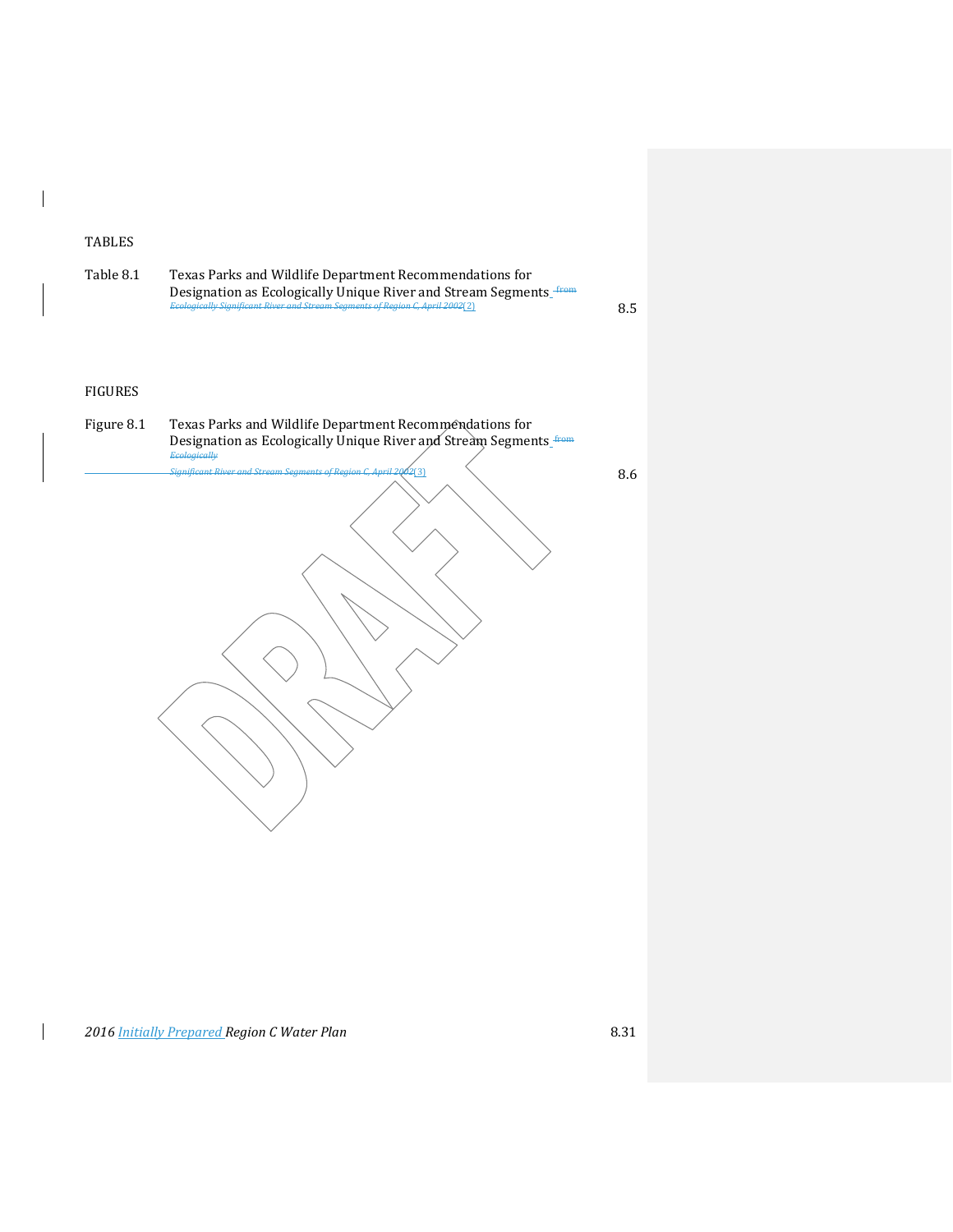TABLES

Table 8.1 Texas Parks and Wildlife Department Recommendations for Designation as Ecologically Unique River and Stream Segments from *Ecologically Significant River and Stream Segments of Region C, April 2002*(2) 8.5

FIGURES

Figure 8.1 Texas Parks and Wildlife Department Recommendations for Designation as Ecologically Unique River and Stream Segments from *Ecologically Significant River and Stream Segments of Region C, April 2002*(3) 8.6